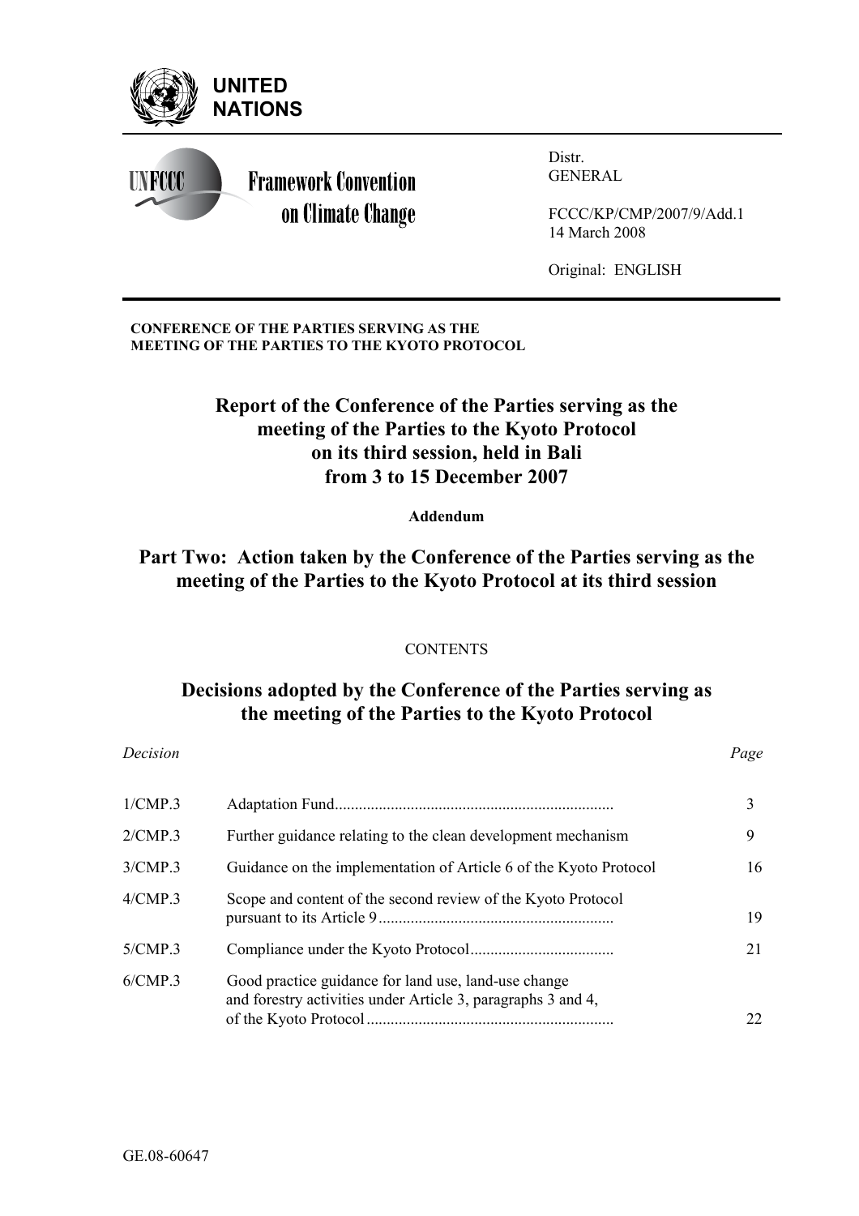UNITED NATIONS

Framework Convention on Climate Change

Distr.
GENERAL

FCCC/KP/CMP/2007/9/Add.1
14 March 2008

Original: ENGLISH

**CONFERENCE OF THE PARTIES SERVING AS THE MEETING OF THE PARTIES TO THE KYOTO PROTOCOL**

# Report of the Conference of the Parties serving as the meeting of the Parties to the Kyoto Protocol on its third session, held in Bali from 3 to 15 December 2007

**Addendum**

## Part Two: Action taken by the Conference of the Parties serving as the meeting of the Parties to the Kyoto Protocol at its third session

CONTENTS

## Decisions adopted by the Conference of the Parties serving as the meeting of the Parties to the Kyoto Protocol

| *Decision* | | *Page* |
|---|---|---|
| 1/CMP.3 | Adaptation Fund | 3 |
| 2/CMP.3 | Further guidance relating to the clean development mechanism | 9 |
| 3/CMP.3 | Guidance on the implementation of Article 6 of the Kyoto Protocol | 16 |
| 4/CMP.3 | Scope and content of the second review of the Kyoto Protocol pursuant to its Article 9 | 19 |
| 5/CMP.3 | Compliance under the Kyoto Protocol | 21 |
| 6/CMP.3 | Good practice guidance for land use, land-use change and forestry activities under Article 3, paragraphs 3 and 4, of the Kyoto Protocol | 22 |

GE.08-60647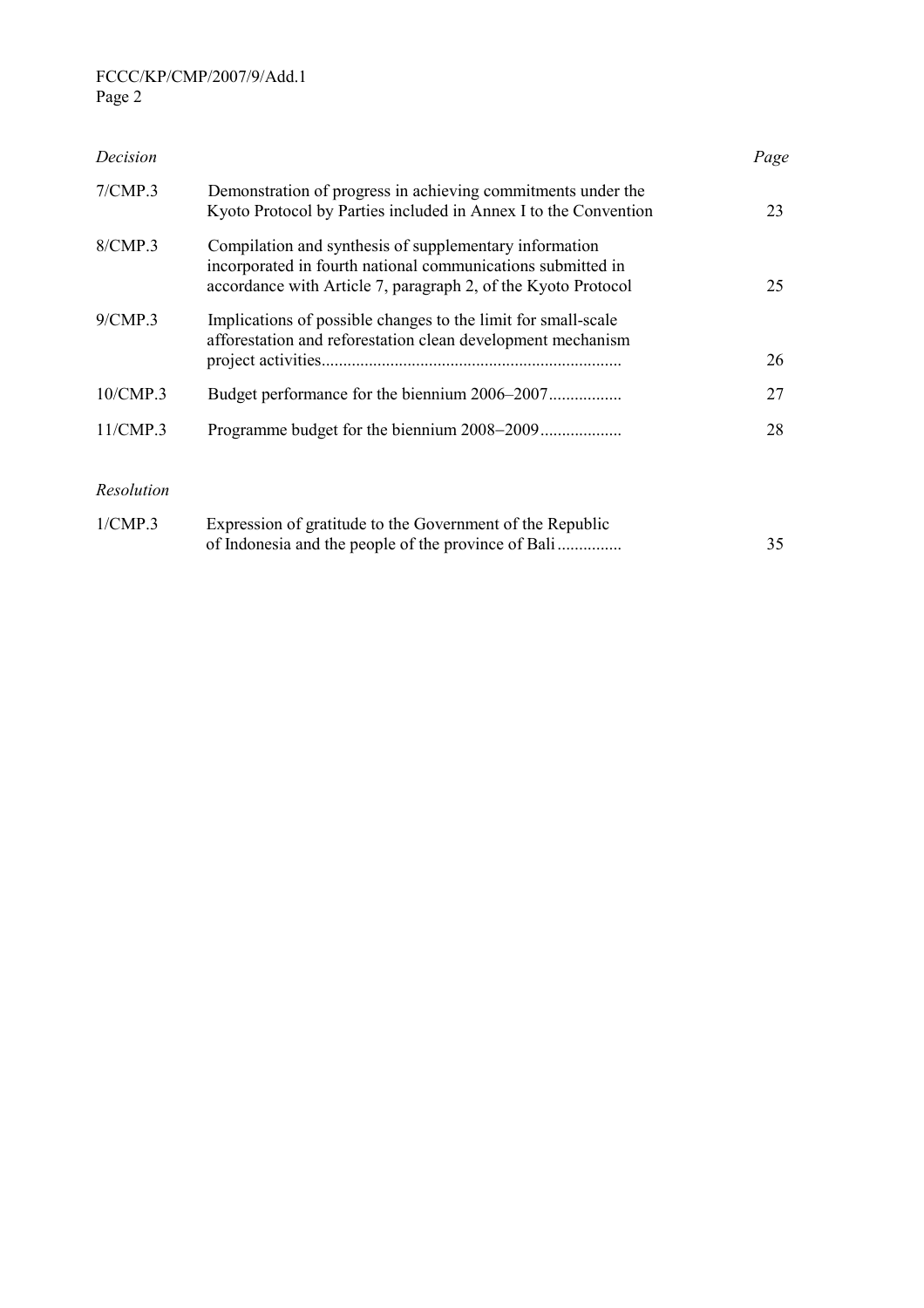| *Decision* | | *Page* |
|---|---|---|
| 7/CMP.3 | Demonstration of progress in achieving commitments under the Kyoto Protocol by Parties included in Annex I to the Convention | 23 |
| 8/CMP.3 | Compilation and synthesis of supplementary information incorporated in fourth national communications submitted in accordance with Article 7, paragraph 2, of the Kyoto Protocol | 25 |
| 9/CMP.3 | Implications of possible changes to the limit for small-scale afforestation and reforestation clean development mechanism project activities...................................................................... | 26 |
| 10/CMP.3 | Budget performance for the biennium 2006–2007................. | 27 |
| 11/CMP.3 | Programme budget for the biennium 2008–2009................... | 28 |

| *Resolution* | | |
|---|---|---|
| 1/CMP.3 | Expression of gratitude to the Government of the Republic of Indonesia and the people of the province of Bali............... | 35 |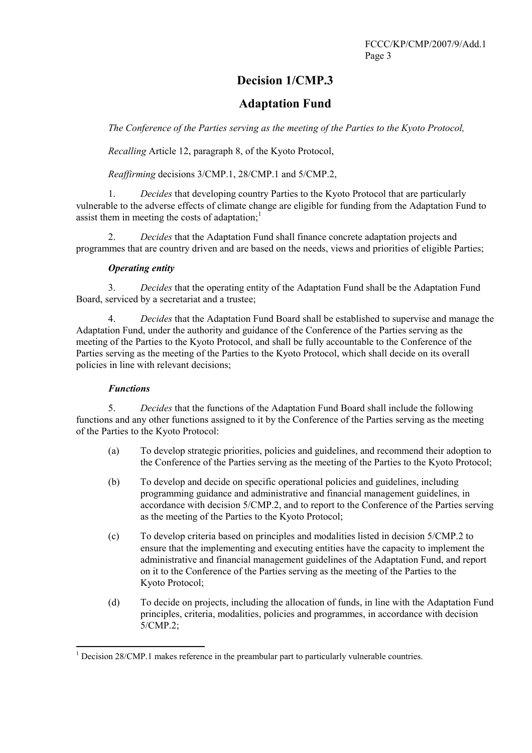# Decision 1/CMP.3

# Adaptation Fund

*The Conference of the Parties serving as the meeting of the Parties to the Kyoto Protocol,*

*Recalling* Article 12, paragraph 8, of the Kyoto Protocol,

*Reaffirming* decisions 3/CMP.1, 28/CMP.1 and 5/CMP.2,

1. *Decides* that developing country Parties to the Kyoto Protocol that are particularly vulnerable to the adverse effects of climate change are eligible for funding from the Adaptation Fund to assist them in meeting the costs of adaptation;[1]

2. *Decides* that the Adaptation Fund shall finance concrete adaptation projects and programmes that are country driven and are based on the needs, views and priorities of eligible Parties;

### *Operating entity*

3. *Decides* that the operating entity of the Adaptation Fund shall be the Adaptation Fund Board, serviced by a secretariat and a trustee;

4. *Decides* that the Adaptation Fund Board shall be established to supervise and manage the Adaptation Fund, under the authority and guidance of the Conference of the Parties serving as the meeting of the Parties to the Kyoto Protocol, and shall be fully accountable to the Conference of the Parties serving as the meeting of the Parties to the Kyoto Protocol, which shall decide on its overall policies in line with relevant decisions;

### *Functions*

5. *Decides* that the functions of the Adaptation Fund Board shall include the following functions and any other functions assigned to it by the Conference of the Parties serving as the meeting of the Parties to the Kyoto Protocol:

   (a) To develop strategic priorities, policies and guidelines, and recommend their adoption to the Conference of the Parties serving as the meeting of the Parties to the Kyoto Protocol;

   (b) To develop and decide on specific operational policies and guidelines, including programming guidance and administrative and financial management guidelines, in accordance with decision 5/CMP.2, and to report to the Conference of the Parties serving as the meeting of the Parties to the Kyoto Protocol;

   (c) To develop criteria based on principles and modalities listed in decision 5/CMP.2 to ensure that the implementing and executing entities have the capacity to implement the administrative and financial management guidelines of the Adaptation Fund, and report on it to the Conference of the Parties serving as the meeting of the Parties to the Kyoto Protocol;

   (d) To decide on projects, including the allocation of funds, in line with the Adaptation Fund principles, criteria, modalities, policies and programmes, in accordance with decision 5/CMP.2;

---

[1] Decision 28/CMP.1 makes reference in the preambular part to particularly vulnerable countries.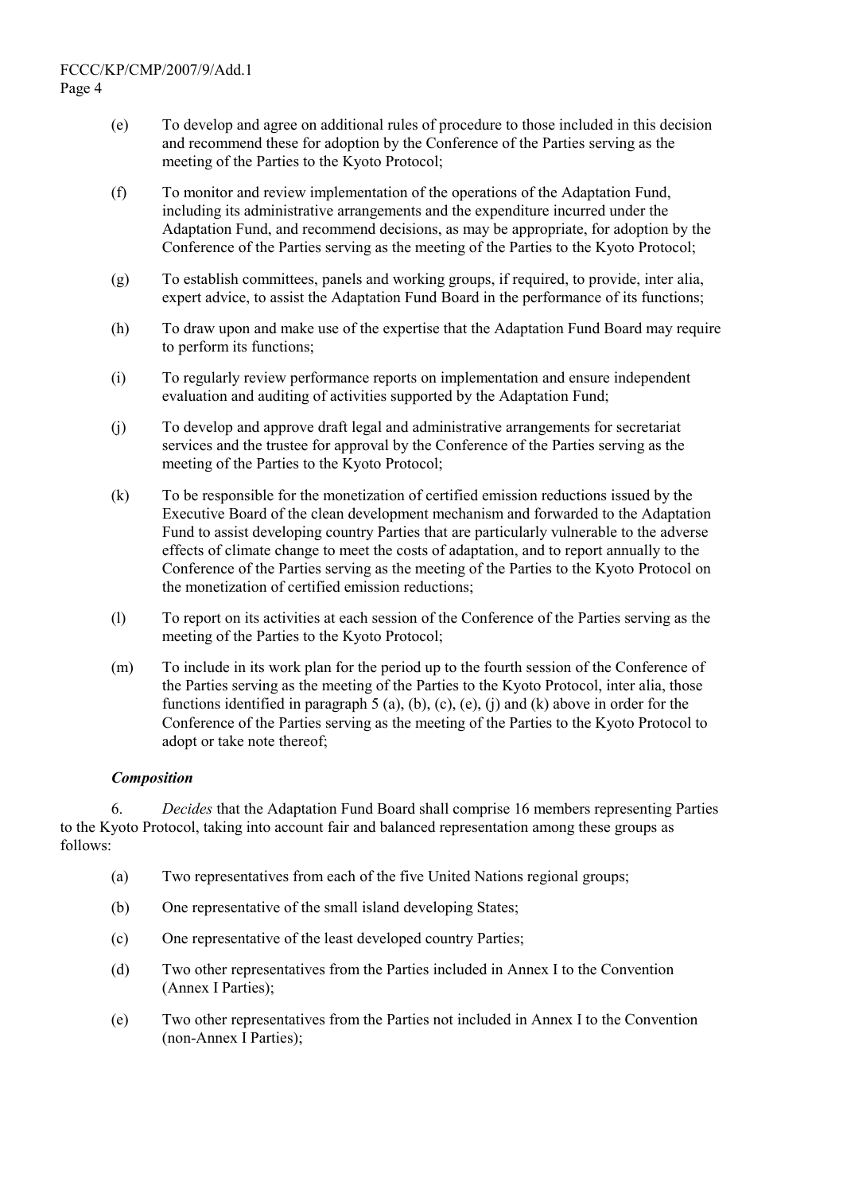(e) To develop and agree on additional rules of procedure to those included in this decision and recommend these for adoption by the Conference of the Parties serving as the meeting of the Parties to the Kyoto Protocol;

(f) To monitor and review implementation of the operations of the Adaptation Fund, including its administrative arrangements and the expenditure incurred under the Adaptation Fund, and recommend decisions, as may be appropriate, for adoption by the Conference of the Parties serving as the meeting of the Parties to the Kyoto Protocol;

(g) To establish committees, panels and working groups, if required, to provide, inter alia, expert advice, to assist the Adaptation Fund Board in the performance of its functions;

(h) To draw upon and make use of the expertise that the Adaptation Fund Board may require to perform its functions;

(i) To regularly review performance reports on implementation and ensure independent evaluation and auditing of activities supported by the Adaptation Fund;

(j) To develop and approve draft legal and administrative arrangements for secretariat services and the trustee for approval by the Conference of the Parties serving as the meeting of the Parties to the Kyoto Protocol;

(k) To be responsible for the monetization of certified emission reductions issued by the Executive Board of the clean development mechanism and forwarded to the Adaptation Fund to assist developing country Parties that are particularly vulnerable to the adverse effects of climate change to meet the costs of adaptation, and to report annually to the Conference of the Parties serving as the meeting of the Parties to the Kyoto Protocol on the monetization of certified emission reductions;

(l) To report on its activities at each session of the Conference of the Parties serving as the meeting of the Parties to the Kyoto Protocol;

(m) To include in its work plan for the period up to the fourth session of the Conference of the Parties serving as the meeting of the Parties to the Kyoto Protocol, inter alia, those functions identified in paragraph 5 (a), (b), (c), (e), (j) and (k) above in order for the Conference of the Parties serving as the meeting of the Parties to the Kyoto Protocol to adopt or take note thereof;

***Composition***

6. *Decides* that the Adaptation Fund Board shall comprise 16 members representing Parties to the Kyoto Protocol, taking into account fair and balanced representation among these groups as follows:

(a) Two representatives from each of the five United Nations regional groups;

(b) One representative of the small island developing States;

(c) One representative of the least developed country Parties;

(d) Two other representatives from the Parties included in Annex I to the Convention (Annex I Parties);

(e) Two other representatives from the Parties not included in Annex I to the Convention (non-Annex I Parties);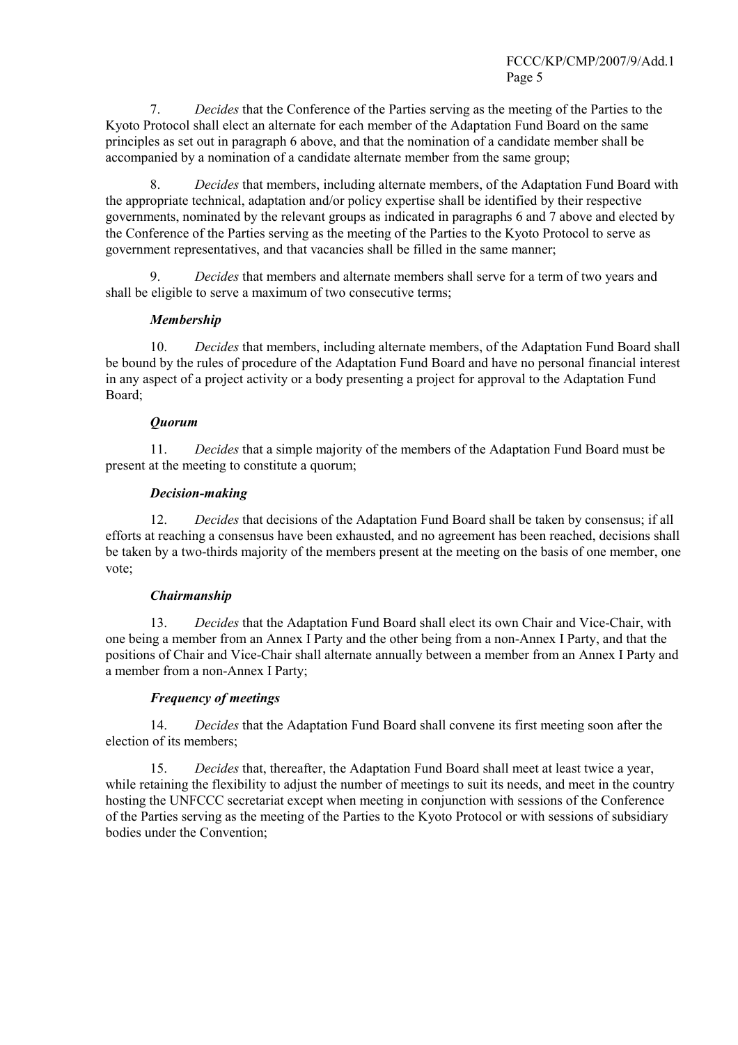7. *Decides* that the Conference of the Parties serving as the meeting of the Parties to the Kyoto Protocol shall elect an alternate for each member of the Adaptation Fund Board on the same principles as set out in paragraph 6 above, and that the nomination of a candidate member shall be accompanied by a nomination of a candidate alternate member from the same group;

8. *Decides* that members, including alternate members, of the Adaptation Fund Board with the appropriate technical, adaptation and/or policy expertise shall be identified by their respective governments, nominated by the relevant groups as indicated in paragraphs 6 and 7 above and elected by the Conference of the Parties serving as the meeting of the Parties to the Kyoto Protocol to serve as government representatives, and that vacancies shall be filled in the same manner;

9. *Decides* that members and alternate members shall serve for a term of two years and shall be eligible to serve a maximum of two consecutive terms;

***Membership***

10. *Decides* that members, including alternate members, of the Adaptation Fund Board shall be bound by the rules of procedure of the Adaptation Fund Board and have no personal financial interest in any aspect of a project activity or a body presenting a project for approval to the Adaptation Fund Board;

***Quorum***

11. *Decides* that a simple majority of the members of the Adaptation Fund Board must be present at the meeting to constitute a quorum;

***Decision-making***

12. *Decides* that decisions of the Adaptation Fund Board shall be taken by consensus; if all efforts at reaching a consensus have been exhausted, and no agreement has been reached, decisions shall be taken by a two-thirds majority of the members present at the meeting on the basis of one member, one vote;

***Chairmanship***

13. *Decides* that the Adaptation Fund Board shall elect its own Chair and Vice-Chair, with one being a member from an Annex I Party and the other being from a non-Annex I Party, and that the positions of Chair and Vice-Chair shall alternate annually between a member from an Annex I Party and a member from a non-Annex I Party;

***Frequency of meetings***

14. *Decides* that the Adaptation Fund Board shall convene its first meeting soon after the election of its members;

15. *Decides* that, thereafter, the Adaptation Fund Board shall meet at least twice a year, while retaining the flexibility to adjust the number of meetings to suit its needs, and meet in the country hosting the UNFCCC secretariat except when meeting in conjunction with sessions of the Conference of the Parties serving as the meeting of the Parties to the Kyoto Protocol or with sessions of subsidiary bodies under the Convention;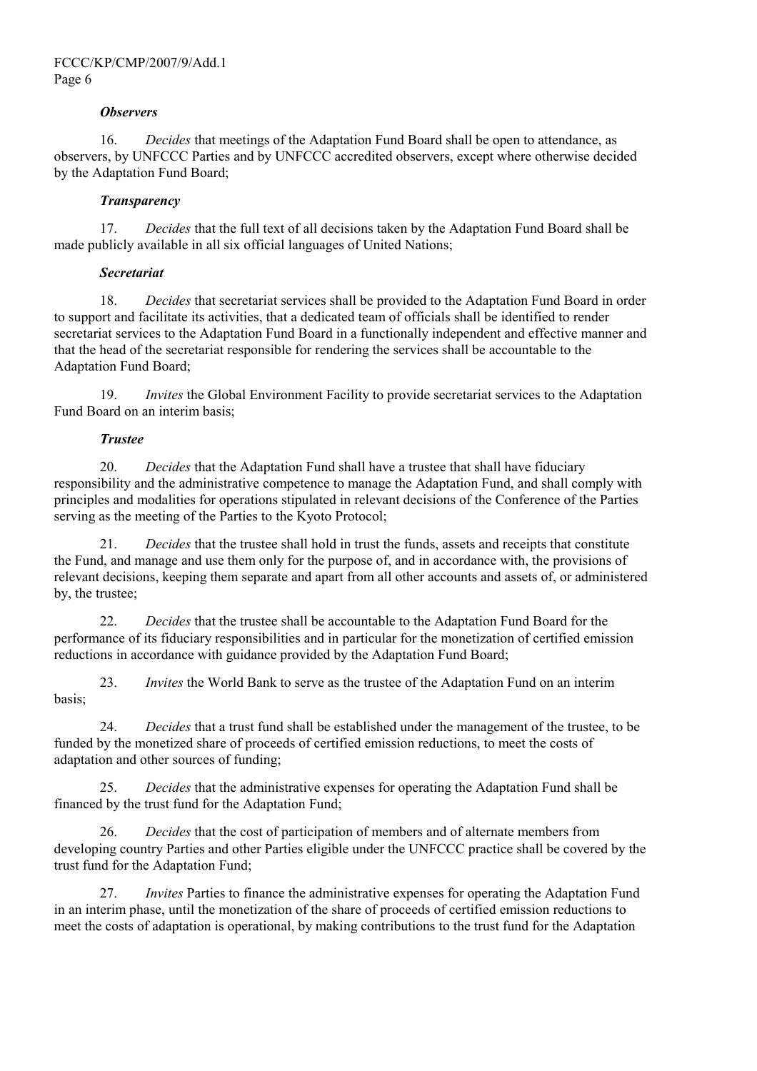***Observers***

16. *Decides* that meetings of the Adaptation Fund Board shall be open to attendance, as observers, by UNFCCC Parties and by UNFCCC accredited observers, except where otherwise decided by the Adaptation Fund Board;

***Transparency***

17. *Decides* that the full text of all decisions taken by the Adaptation Fund Board shall be made publicly available in all six official languages of United Nations;

***Secretariat***

18. *Decides* that secretariat services shall be provided to the Adaptation Fund Board in order to support and facilitate its activities, that a dedicated team of officials shall be identified to render secretariat services to the Adaptation Fund Board in a functionally independent and effective manner and that the head of the secretariat responsible for rendering the services shall be accountable to the Adaptation Fund Board;

19. *Invites* the Global Environment Facility to provide secretariat services to the Adaptation Fund Board on an interim basis;

***Trustee***

20. *Decides* that the Adaptation Fund shall have a trustee that shall have fiduciary responsibility and the administrative competence to manage the Adaptation Fund, and shall comply with principles and modalities for operations stipulated in relevant decisions of the Conference of the Parties serving as the meeting of the Parties to the Kyoto Protocol;

21. *Decides* that the trustee shall hold in trust the funds, assets and receipts that constitute the Fund, and manage and use them only for the purpose of, and in accordance with, the provisions of relevant decisions, keeping them separate and apart from all other accounts and assets of, or administered by, the trustee;

22. *Decides* that the trustee shall be accountable to the Adaptation Fund Board for the performance of its fiduciary responsibilities and in particular for the monetization of certified emission reductions in accordance with guidance provided by the Adaptation Fund Board;

23. *Invites* the World Bank to serve as the trustee of the Adaptation Fund on an interim basis;

24. *Decides* that a trust fund shall be established under the management of the trustee, to be funded by the monetized share of proceeds of certified emission reductions, to meet the costs of adaptation and other sources of funding;

25. *Decides* that the administrative expenses for operating the Adaptation Fund shall be financed by the trust fund for the Adaptation Fund;

26. *Decides* that the cost of participation of members and of alternate members from developing country Parties and other Parties eligible under the UNFCCC practice shall be covered by the trust fund for the Adaptation Fund;

27. *Invites* Parties to finance the administrative expenses for operating the Adaptation Fund in an interim phase, until the monetization of the share of proceeds of certified emission reductions to meet the costs of adaptation is operational, by making contributions to the trust fund for the Adaptation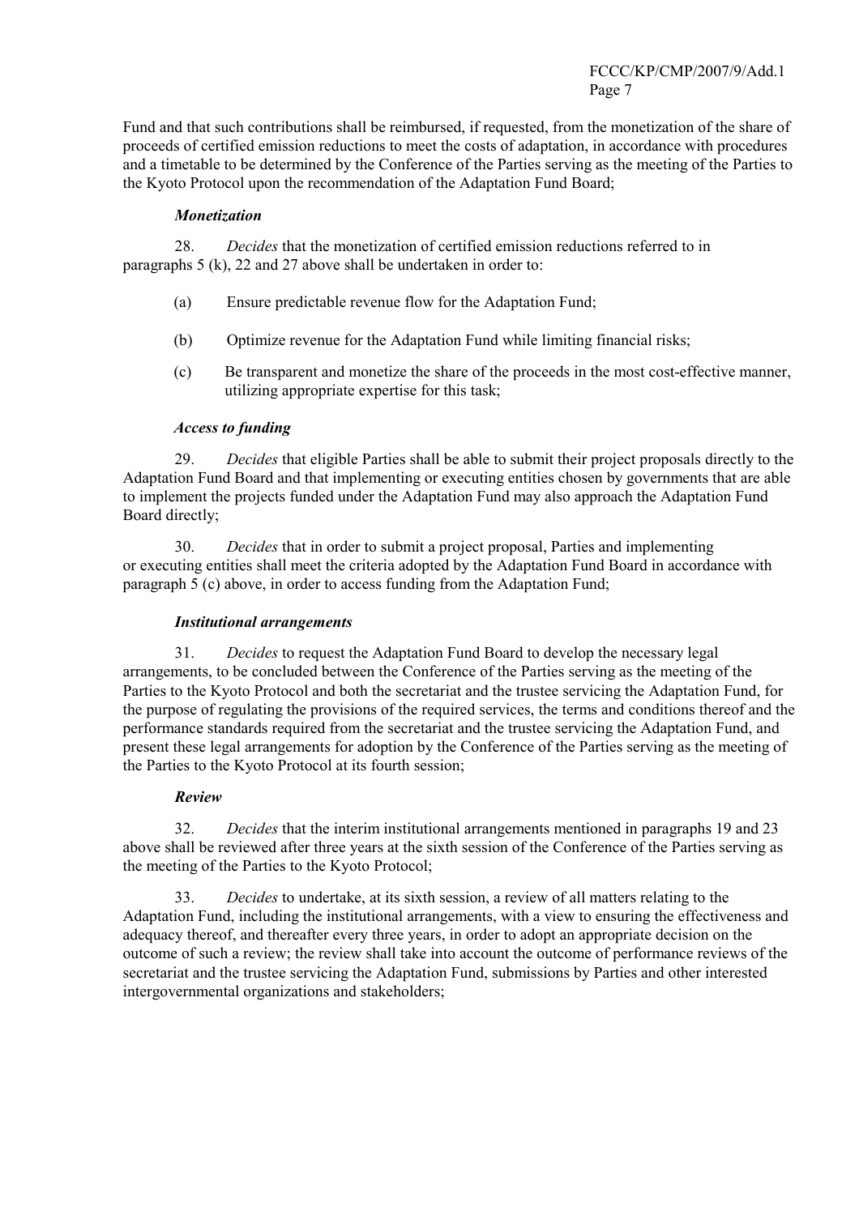Fund and that such contributions shall be reimbursed, if requested, from the monetization of the share of proceeds of certified emission reductions to meet the costs of adaptation, in accordance with procedures and a timetable to be determined by the Conference of the Parties serving as the meeting of the Parties to the Kyoto Protocol upon the recommendation of the Adaptation Fund Board;

***Monetization***

28. *Decides* that the monetization of certified emission reductions referred to in paragraphs 5 (k), 22 and 27 above shall be undertaken in order to:

(a) Ensure predictable revenue flow for the Adaptation Fund;

(b) Optimize revenue for the Adaptation Fund while limiting financial risks;

(c) Be transparent and monetize the share of the proceeds in the most cost-effective manner, utilizing appropriate expertise for this task;

***Access to funding***

29. *Decides* that eligible Parties shall be able to submit their project proposals directly to the Adaptation Fund Board and that implementing or executing entities chosen by governments that are able to implement the projects funded under the Adaptation Fund may also approach the Adaptation Fund Board directly;

30. *Decides* that in order to submit a project proposal, Parties and implementing or executing entities shall meet the criteria adopted by the Adaptation Fund Board in accordance with paragraph 5 (c) above, in order to access funding from the Adaptation Fund;

***Institutional arrangements***

31. *Decides* to request the Adaptation Fund Board to develop the necessary legal arrangements, to be concluded between the Conference of the Parties serving as the meeting of the Parties to the Kyoto Protocol and both the secretariat and the trustee servicing the Adaptation Fund, for the purpose of regulating the provisions of the required services, the terms and conditions thereof and the performance standards required from the secretariat and the trustee servicing the Adaptation Fund, and present these legal arrangements for adoption by the Conference of the Parties serving as the meeting of the Parties to the Kyoto Protocol at its fourth session;

***Review***

32. *Decides* that the interim institutional arrangements mentioned in paragraphs 19 and 23 above shall be reviewed after three years at the sixth session of the Conference of the Parties serving as the meeting of the Parties to the Kyoto Protocol;

33. *Decides* to undertake, at its sixth session, a review of all matters relating to the Adaptation Fund, including the institutional arrangements, with a view to ensuring the effectiveness and adequacy thereof, and thereafter every three years, in order to adopt an appropriate decision on the outcome of such a review; the review shall take into account the outcome of performance reviews of the secretariat and the trustee servicing the Adaptation Fund, submissions by Parties and other interested intergovernmental organizations and stakeholders;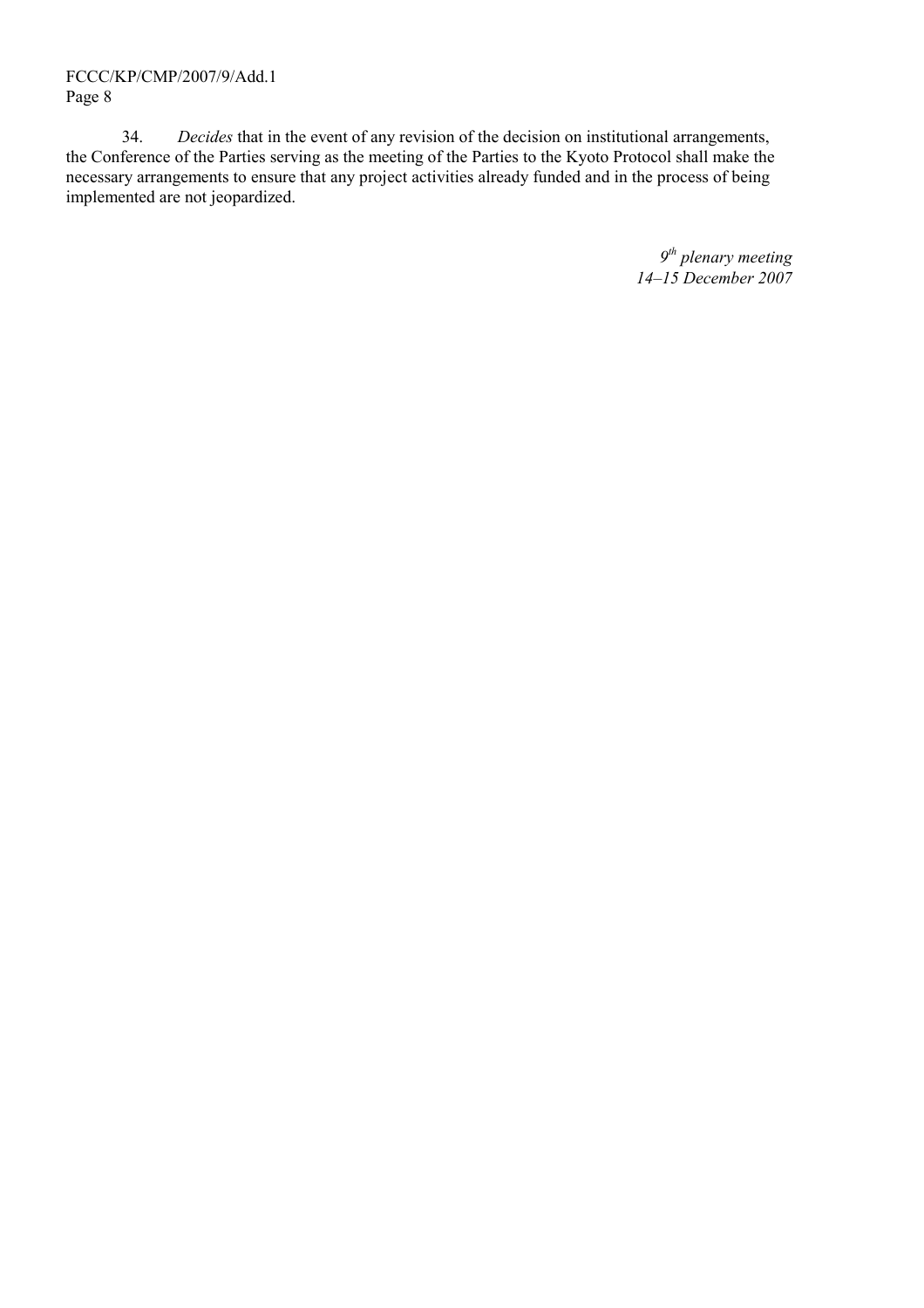34. *Decides* that in the event of any revision of the decision on institutional arrangements, the Conference of the Parties serving as the meeting of the Parties to the Kyoto Protocol shall make the necessary arrangements to ensure that any project activities already funded and in the process of being implemented are not jeopardized.

*9th plenary meeting*
*14–15 December 2007*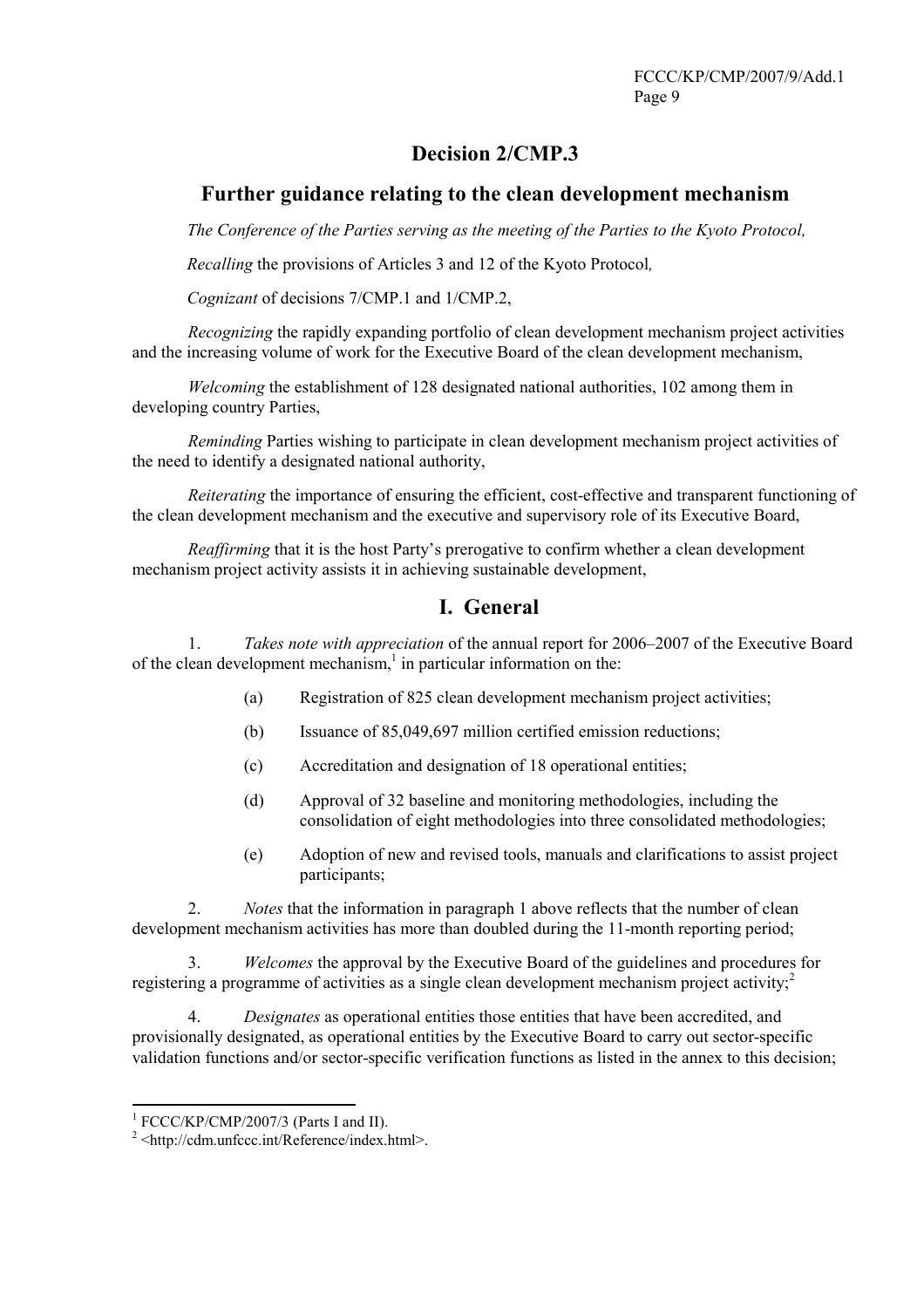# Decision 2/CMP.3

## Further guidance relating to the clean development mechanism

*The Conference of the Parties serving as the meeting of the Parties to the Kyoto Protocol,*

*Recalling* the provisions of Articles 3 and 12 of the Kyoto Protocol*,*

*Cognizant* of decisions 7/CMP.1 and 1/CMP.2,

*Recognizing* the rapidly expanding portfolio of clean development mechanism project activities and the increasing volume of work for the Executive Board of the clean development mechanism,

*Welcoming* the establishment of 128 designated national authorities, 102 among them in developing country Parties,

*Reminding* Parties wishing to participate in clean development mechanism project activities of the need to identify a designated national authority,

*Reiterating* the importance of ensuring the efficient, cost-effective and transparent functioning of the clean development mechanism and the executive and supervisory role of its Executive Board,

*Reaffirming* that it is the host Party's prerogative to confirm whether a clean development mechanism project activity assists it in achieving sustainable development,

## I. General

1. *Takes note with appreciation* of the annual report for 2006–2007 of the Executive Board of the clean development mechanism,[1] in particular information on the:

   (a) Registration of 825 clean development mechanism project activities;

   (b) Issuance of 85,049,697 million certified emission reductions;

   (c) Accreditation and designation of 18 operational entities;

   (d) Approval of 32 baseline and monitoring methodologies, including the consolidation of eight methodologies into three consolidated methodologies;

   (e) Adoption of new and revised tools, manuals and clarifications to assist project participants;

2. *Notes* that the information in paragraph 1 above reflects that the number of clean development mechanism activities has more than doubled during the 11-month reporting period;

3. *Welcomes* the approval by the Executive Board of the guidelines and procedures for registering a programme of activities as a single clean development mechanism project activity;[2]

4. *Designates* as operational entities those entities that have been accredited, and provisionally designated, as operational entities by the Executive Board to carry out sector-specific validation functions and/or sector-specific verification functions as listed in the annex to this decision;

---

[1] FCCC/KP/CMP/2007/3 (Parts I and II).

[2] <http://cdm.unfccc.int/Reference/index.html>.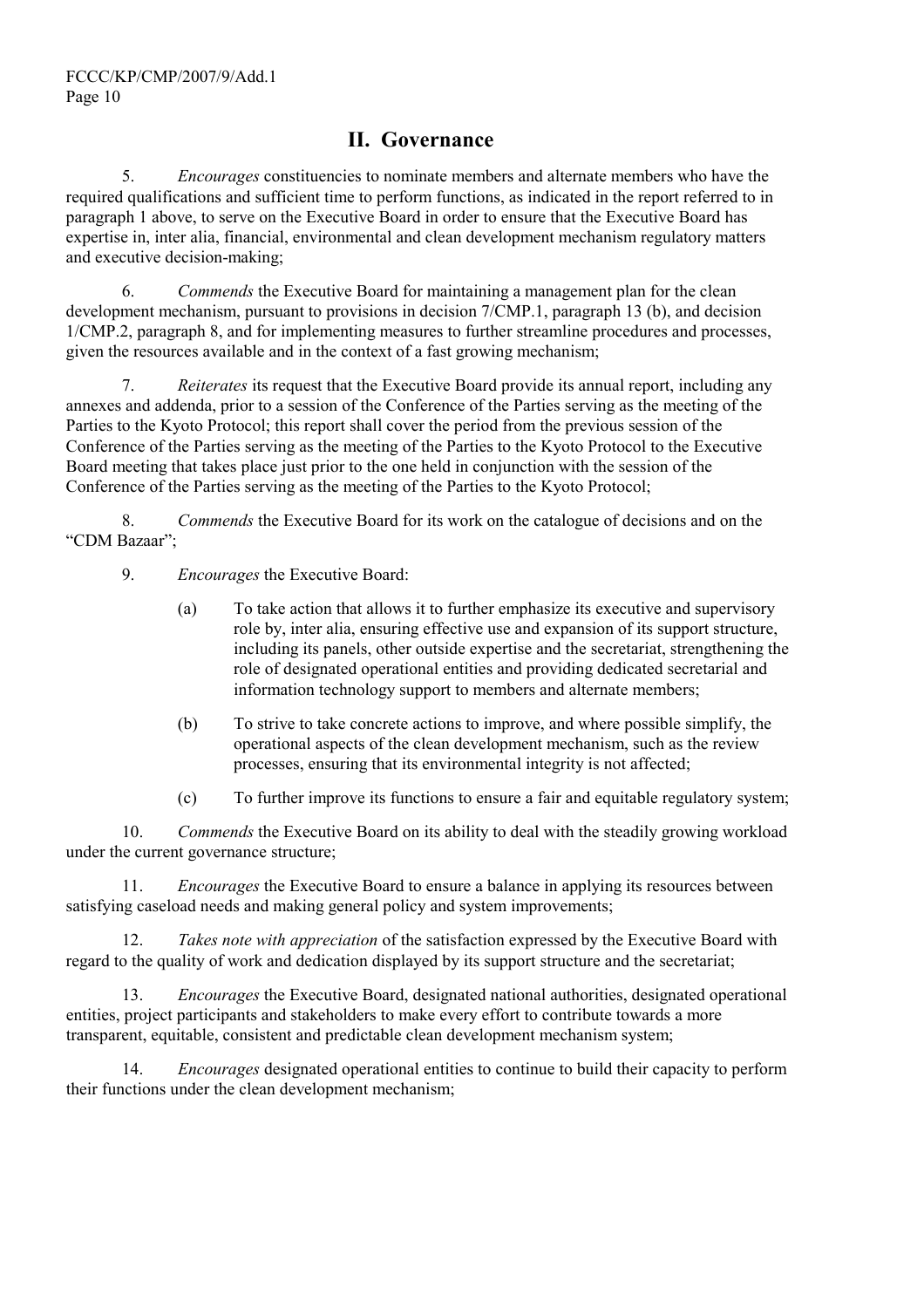## II. Governance

5. *Encourages* constituencies to nominate members and alternate members who have the required qualifications and sufficient time to perform functions, as indicated in the report referred to in paragraph 1 above, to serve on the Executive Board in order to ensure that the Executive Board has expertise in, inter alia, financial, environmental and clean development mechanism regulatory matters and executive decision-making;

6. *Commends* the Executive Board for maintaining a management plan for the clean development mechanism, pursuant to provisions in decision 7/CMP.1, paragraph 13 (b), and decision 1/CMP.2, paragraph 8, and for implementing measures to further streamline procedures and processes, given the resources available and in the context of a fast growing mechanism;

7. *Reiterates* its request that the Executive Board provide its annual report, including any annexes and addenda, prior to a session of the Conference of the Parties serving as the meeting of the Parties to the Kyoto Protocol; this report shall cover the period from the previous session of the Conference of the Parties serving as the meeting of the Parties to the Kyoto Protocol to the Executive Board meeting that takes place just prior to the one held in conjunction with the session of the Conference of the Parties serving as the meeting of the Parties to the Kyoto Protocol;

8. *Commends* the Executive Board for its work on the catalogue of decisions and on the "CDM Bazaar";

9. *Encourages* the Executive Board:

   (a) To take action that allows it to further emphasize its executive and supervisory role by, inter alia, ensuring effective use and expansion of its support structure, including its panels, other outside expertise and the secretariat, strengthening the role of designated operational entities and providing dedicated secretarial and information technology support to members and alternate members;

   (b) To strive to take concrete actions to improve, and where possible simplify, the operational aspects of the clean development mechanism, such as the review processes, ensuring that its environmental integrity is not affected;

   (c) To further improve its functions to ensure a fair and equitable regulatory system;

10. *Commends* the Executive Board on its ability to deal with the steadily growing workload under the current governance structure;

11. *Encourages* the Executive Board to ensure a balance in applying its resources between satisfying caseload needs and making general policy and system improvements;

12. *Takes note with appreciation* of the satisfaction expressed by the Executive Board with regard to the quality of work and dedication displayed by its support structure and the secretariat;

13. *Encourages* the Executive Board, designated national authorities, designated operational entities, project participants and stakeholders to make every effort to contribute towards a more transparent, equitable, consistent and predictable clean development mechanism system;

14. *Encourages* designated operational entities to continue to build their capacity to perform their functions under the clean development mechanism;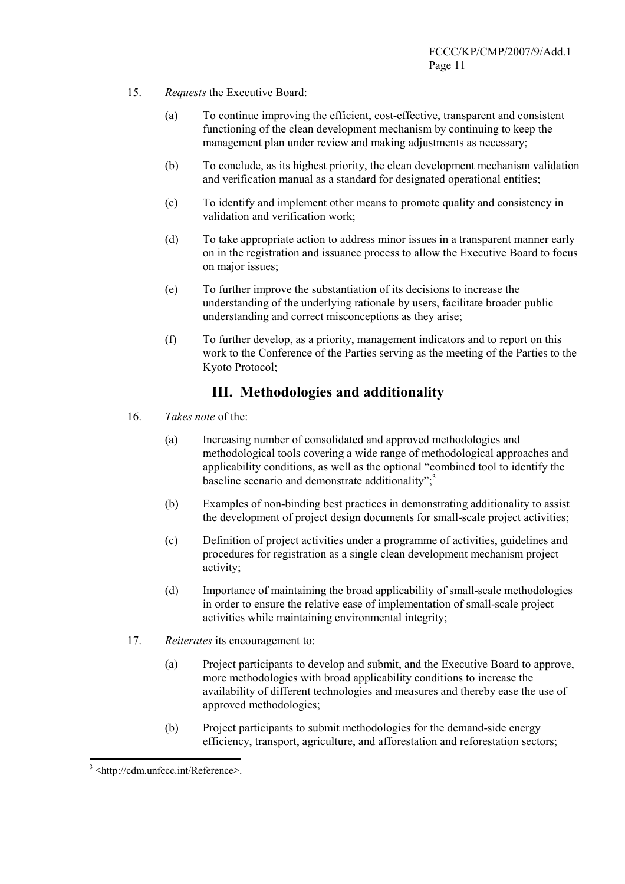15. *Requests* the Executive Board:

    (a) To continue improving the efficient, cost-effective, transparent and consistent functioning of the clean development mechanism by continuing to keep the management plan under review and making adjustments as necessary;

    (b) To conclude, as its highest priority, the clean development mechanism validation and verification manual as a standard for designated operational entities;

    (c) To identify and implement other means to promote quality and consistency in validation and verification work;

    (d) To take appropriate action to address minor issues in a transparent manner early on in the registration and issuance process to allow the Executive Board to focus on major issues;

    (e) To further improve the substantiation of its decisions to increase the understanding of the underlying rationale by users, facilitate broader public understanding and correct misconceptions as they arise;

    (f) To further develop, as a priority, management indicators and to report on this work to the Conference of the Parties serving as the meeting of the Parties to the Kyoto Protocol;

## III. Methodologies and additionality

16. *Takes note* of the:

    (a) Increasing number of consolidated and approved methodologies and methodological tools covering a wide range of methodological approaches and applicability conditions, as well as the optional "combined tool to identify the baseline scenario and demonstrate additionality";[3]

    (b) Examples of non-binding best practices in demonstrating additionality to assist the development of project design documents for small-scale project activities;

    (c) Definition of project activities under a programme of activities, guidelines and procedures for registration as a single clean development mechanism project activity;

    (d) Importance of maintaining the broad applicability of small-scale methodologies in order to ensure the relative ease of implementation of small-scale project activities while maintaining environmental integrity;

17. *Reiterates* its encouragement to:

    (a) Project participants to develop and submit, and the Executive Board to approve, more methodologies with broad applicability conditions to increase the availability of different technologies and measures and thereby ease the use of approved methodologies;

    (b) Project participants to submit methodologies for the demand-side energy efficiency, transport, agriculture, and afforestation and reforestation sectors;

---

[3] <http://cdm.unfccc.int/Reference>.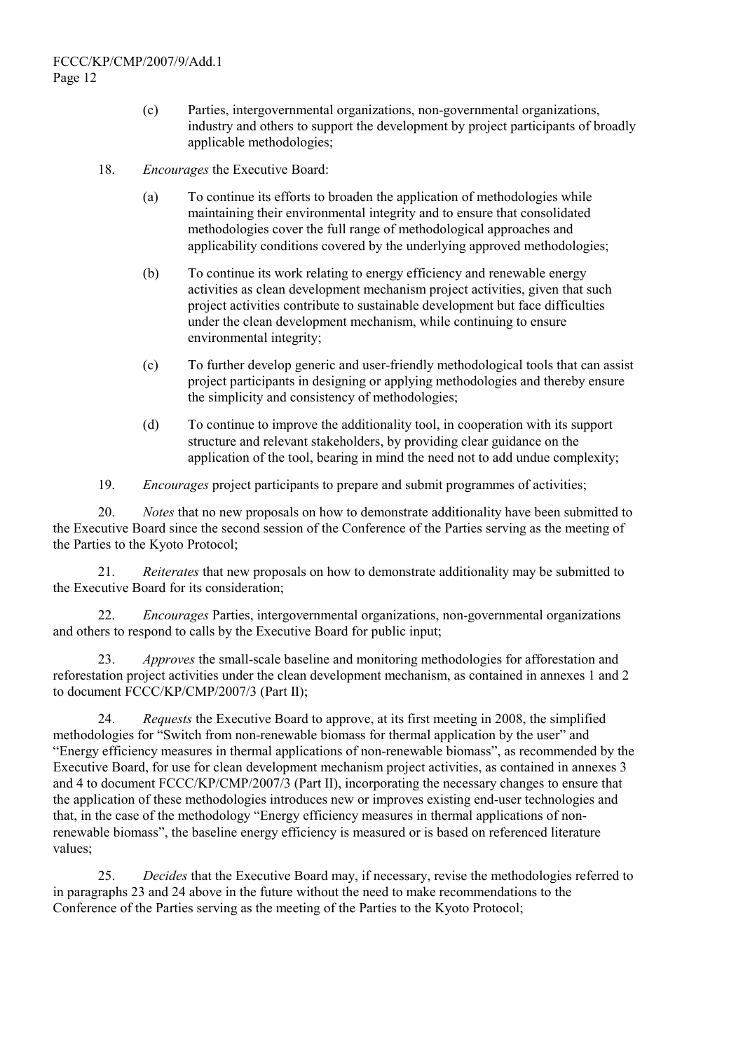(c) Parties, intergovernmental organizations, non-governmental organizations, industry and others to support the development by project participants of broadly applicable methodologies;

18. *Encourages* the Executive Board:

(a) To continue its efforts to broaden the application of methodologies while maintaining their environmental integrity and to ensure that consolidated methodologies cover the full range of methodological approaches and applicability conditions covered by the underlying approved methodologies;

(b) To continue its work relating to energy efficiency and renewable energy activities as clean development mechanism project activities, given that such project activities contribute to sustainable development but face difficulties under the clean development mechanism, while continuing to ensure environmental integrity;

(c) To further develop generic and user-friendly methodological tools that can assist project participants in designing or applying methodologies and thereby ensure the simplicity and consistency of methodologies;

(d) To continue to improve the additionality tool, in cooperation with its support structure and relevant stakeholders, by providing clear guidance on the application of the tool, bearing in mind the need not to add undue complexity;

19. *Encourages* project participants to prepare and submit programmes of activities;

20. *Notes* that no new proposals on how to demonstrate additionality have been submitted to the Executive Board since the second session of the Conference of the Parties serving as the meeting of the Parties to the Kyoto Protocol;

21. *Reiterates* that new proposals on how to demonstrate additionality may be submitted to the Executive Board for its consideration;

22. *Encourages* Parties, intergovernmental organizations, non-governmental organizations and others to respond to calls by the Executive Board for public input;

23. *Approves* the small-scale baseline and monitoring methodologies for afforestation and reforestation project activities under the clean development mechanism, as contained in annexes 1 and 2 to document FCCC/KP/CMP/2007/3 (Part II);

24. *Requests* the Executive Board to approve, at its first meeting in 2008, the simplified methodologies for "Switch from non-renewable biomass for thermal application by the user" and "Energy efficiency measures in thermal applications of non-renewable biomass", as recommended by the Executive Board, for use for clean development mechanism project activities, as contained in annexes 3 and 4 to document FCCC/KP/CMP/2007/3 (Part II), incorporating the necessary changes to ensure that the application of these methodologies introduces new or improves existing end-user technologies and that, in the case of the methodology "Energy efficiency measures in thermal applications of non-renewable biomass", the baseline energy efficiency is measured or is based on referenced literature values;

25. *Decides* that the Executive Board may, if necessary, revise the methodologies referred to in paragraphs 23 and 24 above in the future without the need to make recommendations to the Conference of the Parties serving as the meeting of the Parties to the Kyoto Protocol;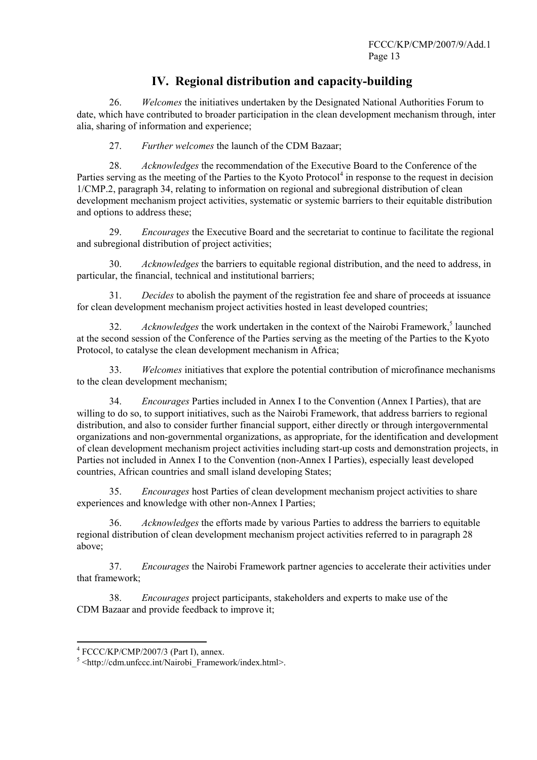## IV. Regional distribution and capacity-building

26. *Welcomes* the initiatives undertaken by the Designated National Authorities Forum to date, which have contributed to broader participation in the clean development mechanism through, inter alia, sharing of information and experience;

27. *Further welcomes* the launch of the CDM Bazaar;

28. *Acknowledges* the recommendation of the Executive Board to the Conference of the Parties serving as the meeting of the Parties to the Kyoto Protocol[4] in response to the request in decision 1/CMP.2, paragraph 34, relating to information on regional and subregional distribution of clean development mechanism project activities, systematic or systemic barriers to their equitable distribution and options to address these;

29. *Encourages* the Executive Board and the secretariat to continue to facilitate the regional and subregional distribution of project activities;

30. *Acknowledges* the barriers to equitable regional distribution, and the need to address, in particular, the financial, technical and institutional barriers;

31. *Decides* to abolish the payment of the registration fee and share of proceeds at issuance for clean development mechanism project activities hosted in least developed countries;

32. *Acknowledges* the work undertaken in the context of the Nairobi Framework,[5] launched at the second session of the Conference of the Parties serving as the meeting of the Parties to the Kyoto Protocol, to catalyse the clean development mechanism in Africa;

33. *Welcomes* initiatives that explore the potential contribution of microfinance mechanisms to the clean development mechanism;

34. *Encourages* Parties included in Annex I to the Convention (Annex I Parties), that are willing to do so, to support initiatives, such as the Nairobi Framework, that address barriers to regional distribution, and also to consider further financial support, either directly or through intergovernmental organizations and non-governmental organizations, as appropriate, for the identification and development of clean development mechanism project activities including start-up costs and demonstration projects, in Parties not included in Annex I to the Convention (non-Annex I Parties), especially least developed countries, African countries and small island developing States;

35. *Encourages* host Parties of clean development mechanism project activities to share experiences and knowledge with other non-Annex I Parties;

36. *Acknowledges* the efforts made by various Parties to address the barriers to equitable regional distribution of clean development mechanism project activities referred to in paragraph 28 above;

37. *Encourages* the Nairobi Framework partner agencies to accelerate their activities under that framework;

38. *Encourages* project participants, stakeholders and experts to make use of the CDM Bazaar and provide feedback to improve it;

---

[4] FCCC/KP/CMP/2007/3 (Part I), annex.

[5] <http://cdm.unfccc.int/Nairobi_Framework/index.html>.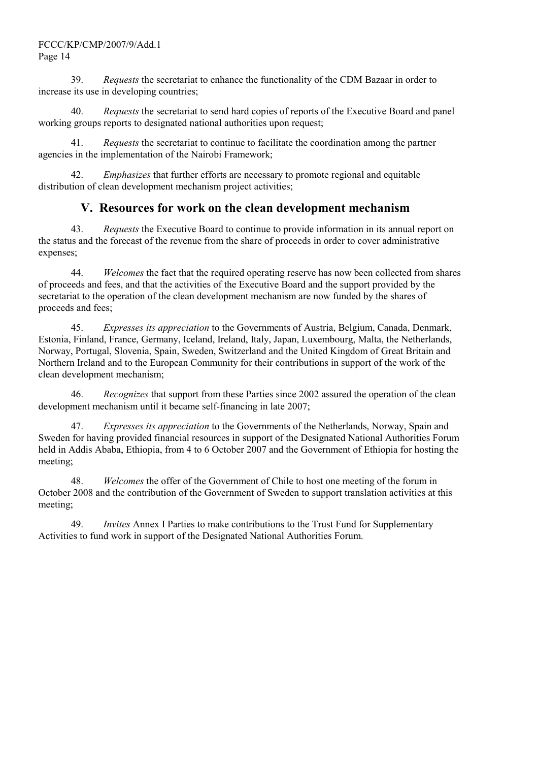39. *Requests* the secretariat to enhance the functionality of the CDM Bazaar in order to increase its use in developing countries;

40. *Requests* the secretariat to send hard copies of reports of the Executive Board and panel working groups reports to designated national authorities upon request;

41. *Requests* the secretariat to continue to facilitate the coordination among the partner agencies in the implementation of the Nairobi Framework;

42. *Emphasizes* that further efforts are necessary to promote regional and equitable distribution of clean development mechanism project activities;

## V. Resources for work on the clean development mechanism

43. *Requests* the Executive Board to continue to provide information in its annual report on the status and the forecast of the revenue from the share of proceeds in order to cover administrative expenses;

44. *Welcomes* the fact that the required operating reserve has now been collected from shares of proceeds and fees, and that the activities of the Executive Board and the support provided by the secretariat to the operation of the clean development mechanism are now funded by the shares of proceeds and fees;

45. *Expresses its appreciation* to the Governments of Austria, Belgium, Canada, Denmark, Estonia, Finland, France, Germany, Iceland, Ireland, Italy, Japan, Luxembourg, Malta, the Netherlands, Norway, Portugal, Slovenia, Spain, Sweden, Switzerland and the United Kingdom of Great Britain and Northern Ireland and to the European Community for their contributions in support of the work of the clean development mechanism;

46. *Recognizes* that support from these Parties since 2002 assured the operation of the clean development mechanism until it became self-financing in late 2007;

47. *Expresses its appreciation* to the Governments of the Netherlands, Norway, Spain and Sweden for having provided financial resources in support of the Designated National Authorities Forum held in Addis Ababa, Ethiopia, from 4 to 6 October 2007 and the Government of Ethiopia for hosting the meeting;

48. *Welcomes* the offer of the Government of Chile to host one meeting of the forum in October 2008 and the contribution of the Government of Sweden to support translation activities at this meeting;

49. *Invites* Annex I Parties to make contributions to the Trust Fund for Supplementary Activities to fund work in support of the Designated National Authorities Forum.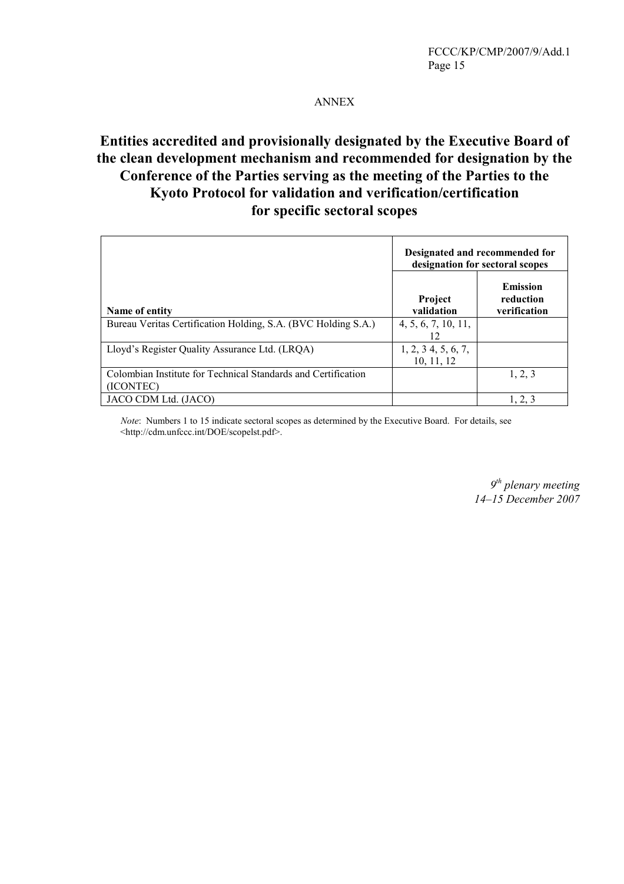ANNEX

# Entities accredited and provisionally designated by the Executive Board of the clean development mechanism and recommended for designation by the Conference of the Parties serving as the meeting of the Parties to the Kyoto Protocol for validation and verification/certification for specific sectoral scopes

| | Designated and recommended for designation for sectoral scopes | |
|---|---|---|
| **Name of entity** | **Project validation** | **Emission reduction verification** |
| Bureau Veritas Certification Holding, S.A. (BVC Holding S.A.) | 4, 5, 6, 7, 10, 11, 12 | |
| Lloyd's Register Quality Assurance Ltd. (LRQA) | 1, 2, 3 4, 5, 6, 7, 10, 11, 12 | |
| Colombian Institute for Technical Standards and Certification (ICONTEC) | | 1, 2, 3 |
| JACO CDM Ltd. (JACO) | | 1, 2, 3 |

*Note*: Numbers 1 to 15 indicate sectoral scopes as determined by the Executive Board. For details, see <http://cdm.unfccc.int/DOE/scopelst.pdf>.

*9th plenary meeting*
*14–15 December 2007*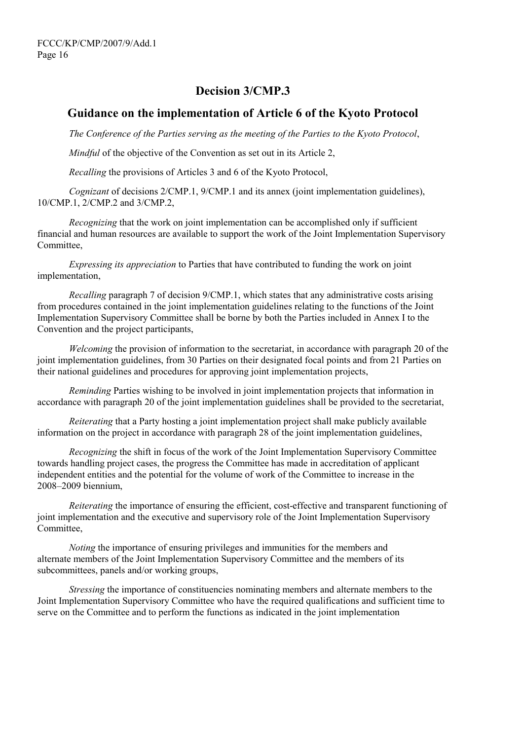# Decision 3/CMP.3

## Guidance on the implementation of Article 6 of the Kyoto Protocol

*The Conference of the Parties serving as the meeting of the Parties to the Kyoto Protocol*,

*Mindful* of the objective of the Convention as set out in its Article 2,

*Recalling* the provisions of Articles 3 and 6 of the Kyoto Protocol,

*Cognizant* of decisions 2/CMP.1, 9/CMP.1 and its annex (joint implementation guidelines), 10/CMP.1, 2/CMP.2 and 3/CMP.2,

*Recognizing* that the work on joint implementation can be accomplished only if sufficient financial and human resources are available to support the work of the Joint Implementation Supervisory Committee,

*Expressing its appreciation* to Parties that have contributed to funding the work on joint implementation,

*Recalling* paragraph 7 of decision 9/CMP.1, which states that any administrative costs arising from procedures contained in the joint implementation guidelines relating to the functions of the Joint Implementation Supervisory Committee shall be borne by both the Parties included in Annex I to the Convention and the project participants,

*Welcoming* the provision of information to the secretariat, in accordance with paragraph 20 of the joint implementation guidelines, from 30 Parties on their designated focal points and from 21 Parties on their national guidelines and procedures for approving joint implementation projects,

*Reminding* Parties wishing to be involved in joint implementation projects that information in accordance with paragraph 20 of the joint implementation guidelines shall be provided to the secretariat,

*Reiterating* that a Party hosting a joint implementation project shall make publicly available information on the project in accordance with paragraph 28 of the joint implementation guidelines,

*Recognizing* the shift in focus of the work of the Joint Implementation Supervisory Committee towards handling project cases, the progress the Committee has made in accreditation of applicant independent entities and the potential for the volume of work of the Committee to increase in the 2008–2009 biennium,

*Reiterating* the importance of ensuring the efficient, cost-effective and transparent functioning of joint implementation and the executive and supervisory role of the Joint Implementation Supervisory Committee,

*Noting* the importance of ensuring privileges and immunities for the members and alternate members of the Joint Implementation Supervisory Committee and the members of its subcommittees, panels and/or working groups,

*Stressing* the importance of constituencies nominating members and alternate members to the Joint Implementation Supervisory Committee who have the required qualifications and sufficient time to serve on the Committee and to perform the functions as indicated in the joint implementation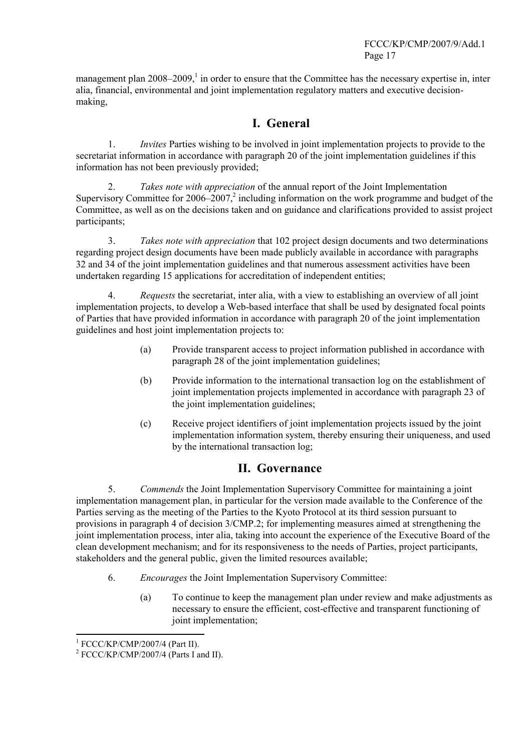management plan 2008–2009,[1] in order to ensure that the Committee has the necessary expertise in, inter alia, financial, environmental and joint implementation regulatory matters and executive decision-making,

## I. General

1. *Invites* Parties wishing to be involved in joint implementation projects to provide to the secretariat information in accordance with paragraph 20 of the joint implementation guidelines if this information has not been previously provided;

2. *Takes note with appreciation* of the annual report of the Joint Implementation Supervisory Committee for 2006–2007,[2] including information on the work programme and budget of the Committee, as well as on the decisions taken and on guidance and clarifications provided to assist project participants;

3. *Takes note with appreciation* that 102 project design documents and two determinations regarding project design documents have been made publicly available in accordance with paragraphs 32 and 34 of the joint implementation guidelines and that numerous assessment activities have been undertaken regarding 15 applications for accreditation of independent entities;

4. *Requests* the secretariat, inter alia, with a view to establishing an overview of all joint implementation projects, to develop a Web-based interface that shall be used by designated focal points of Parties that have provided information in accordance with paragraph 20 of the joint implementation guidelines and host joint implementation projects to:

   (a) Provide transparent access to project information published in accordance with paragraph 28 of the joint implementation guidelines;

   (b) Provide information to the international transaction log on the establishment of joint implementation projects implemented in accordance with paragraph 23 of the joint implementation guidelines;

   (c) Receive project identifiers of joint implementation projects issued by the joint implementation information system, thereby ensuring their uniqueness, and used by the international transaction log;

## II. Governance

5. *Commends* the Joint Implementation Supervisory Committee for maintaining a joint implementation management plan, in particular for the version made available to the Conference of the Parties serving as the meeting of the Parties to the Kyoto Protocol at its third session pursuant to provisions in paragraph 4 of decision 3/CMP.2; for implementing measures aimed at strengthening the joint implementation process, inter alia, taking into account the experience of the Executive Board of the clean development mechanism; and for its responsiveness to the needs of Parties, project participants, stakeholders and the general public, given the limited resources available;

6. *Encourages* the Joint Implementation Supervisory Committee:

   (a) To continue to keep the management plan under review and make adjustments as necessary to ensure the efficient, cost-effective and transparent functioning of joint implementation;

---

[1] FCCC/KP/CMP/2007/4 (Part II).

[2] FCCC/KP/CMP/2007/4 (Parts I and II).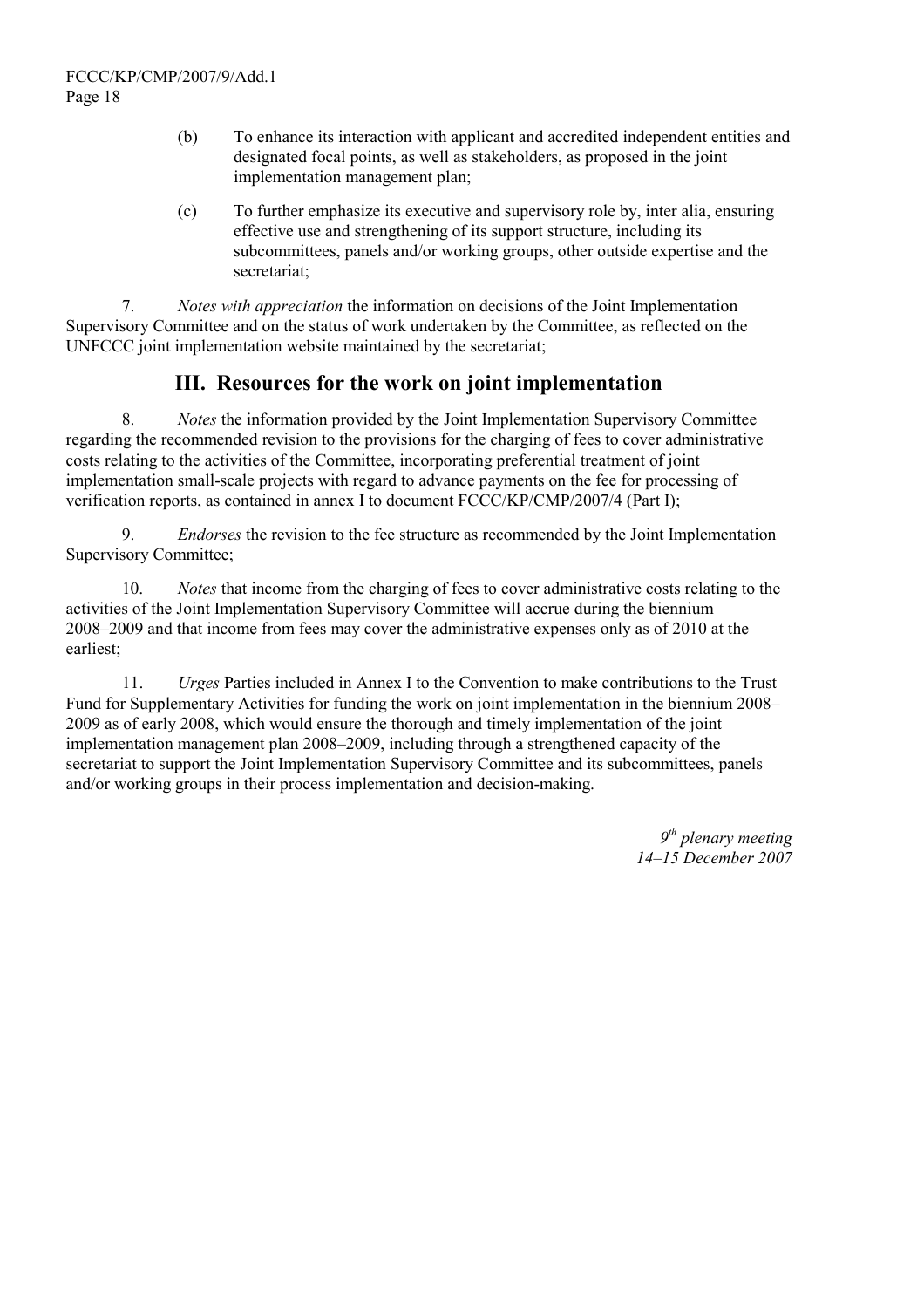(b) To enhance its interaction with applicant and accredited independent entities and designated focal points, as well as stakeholders, as proposed in the joint implementation management plan;

(c) To further emphasize its executive and supervisory role by, inter alia, ensuring effective use and strengthening of its support structure, including its subcommittees, panels and/or working groups, other outside expertise and the secretariat;

7. *Notes with appreciation* the information on decisions of the Joint Implementation Supervisory Committee and on the status of work undertaken by the Committee, as reflected on the UNFCCC joint implementation website maintained by the secretariat;

## III. Resources for the work on joint implementation

8. *Notes* the information provided by the Joint Implementation Supervisory Committee regarding the recommended revision to the provisions for the charging of fees to cover administrative costs relating to the activities of the Committee, incorporating preferential treatment of joint implementation small-scale projects with regard to advance payments on the fee for processing of verification reports, as contained in annex I to document FCCC/KP/CMP/2007/4 (Part I);

9. *Endorses* the revision to the fee structure as recommended by the Joint Implementation Supervisory Committee;

10. *Notes* that income from the charging of fees to cover administrative costs relating to the activities of the Joint Implementation Supervisory Committee will accrue during the biennium 2008–2009 and that income from fees may cover the administrative expenses only as of 2010 at the earliest;

11. *Urges* Parties included in Annex I to the Convention to make contributions to the Trust Fund for Supplementary Activities for funding the work on joint implementation in the biennium 2008–2009 as of early 2008, which would ensure the thorough and timely implementation of the joint implementation management plan 2008–2009, including through a strengthened capacity of the secretariat to support the Joint Implementation Supervisory Committee and its subcommittees, panels and/or working groups in their process implementation and decision-making.

*9th plenary meeting*
*14–15 December 2007*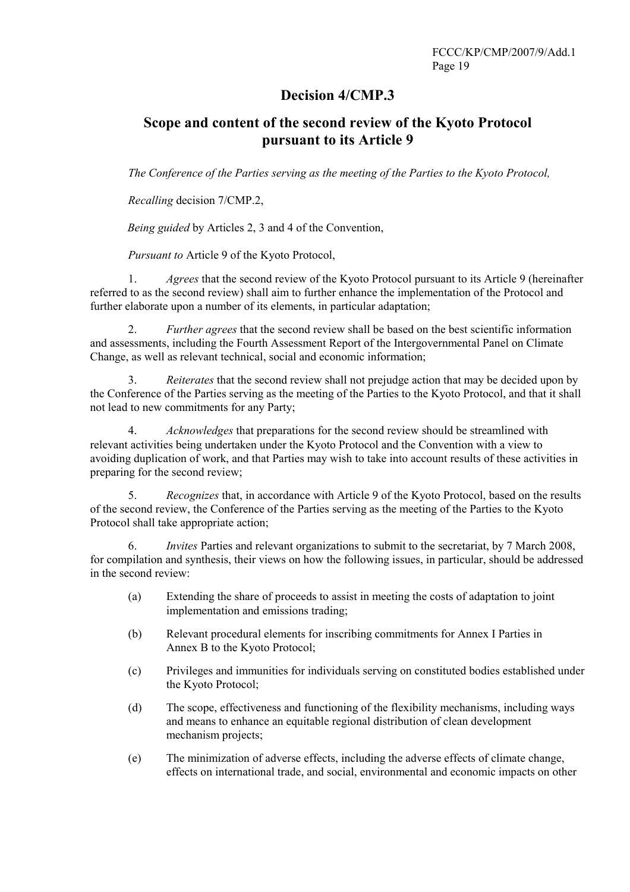## Decision 4/CMP.3

## Scope and content of the second review of the Kyoto Protocol pursuant to its Article 9

*The Conference of the Parties serving as the meeting of the Parties to the Kyoto Protocol,*

*Recalling* decision 7/CMP.2,

*Being guided* by Articles 2, 3 and 4 of the Convention,

*Pursuant to* Article 9 of the Kyoto Protocol,

1. *Agrees* that the second review of the Kyoto Protocol pursuant to its Article 9 (hereinafter referred to as the second review) shall aim to further enhance the implementation of the Protocol and further elaborate upon a number of its elements, in particular adaptation;

2. *Further agrees* that the second review shall be based on the best scientific information and assessments, including the Fourth Assessment Report of the Intergovernmental Panel on Climate Change, as well as relevant technical, social and economic information;

3. *Reiterates* that the second review shall not prejudge action that may be decided upon by the Conference of the Parties serving as the meeting of the Parties to the Kyoto Protocol, and that it shall not lead to new commitments for any Party;

4. *Acknowledges* that preparations for the second review should be streamlined with relevant activities being undertaken under the Kyoto Protocol and the Convention with a view to avoiding duplication of work, and that Parties may wish to take into account results of these activities in preparing for the second review;

5. *Recognizes* that, in accordance with Article 9 of the Kyoto Protocol, based on the results of the second review, the Conference of the Parties serving as the meeting of the Parties to the Kyoto Protocol shall take appropriate action;

6. *Invites* Parties and relevant organizations to submit to the secretariat, by 7 March 2008, for compilation and synthesis, their views on how the following issues, in particular, should be addressed in the second review:

   (a) Extending the share of proceeds to assist in meeting the costs of adaptation to joint implementation and emissions trading;

   (b) Relevant procedural elements for inscribing commitments for Annex I Parties in Annex B to the Kyoto Protocol;

   (c) Privileges and immunities for individuals serving on constituted bodies established under the Kyoto Protocol;

   (d) The scope, effectiveness and functioning of the flexibility mechanisms, including ways and means to enhance an equitable regional distribution of clean development mechanism projects;

   (e) The minimization of adverse effects, including the adverse effects of climate change, effects on international trade, and social, environmental and economic impacts on other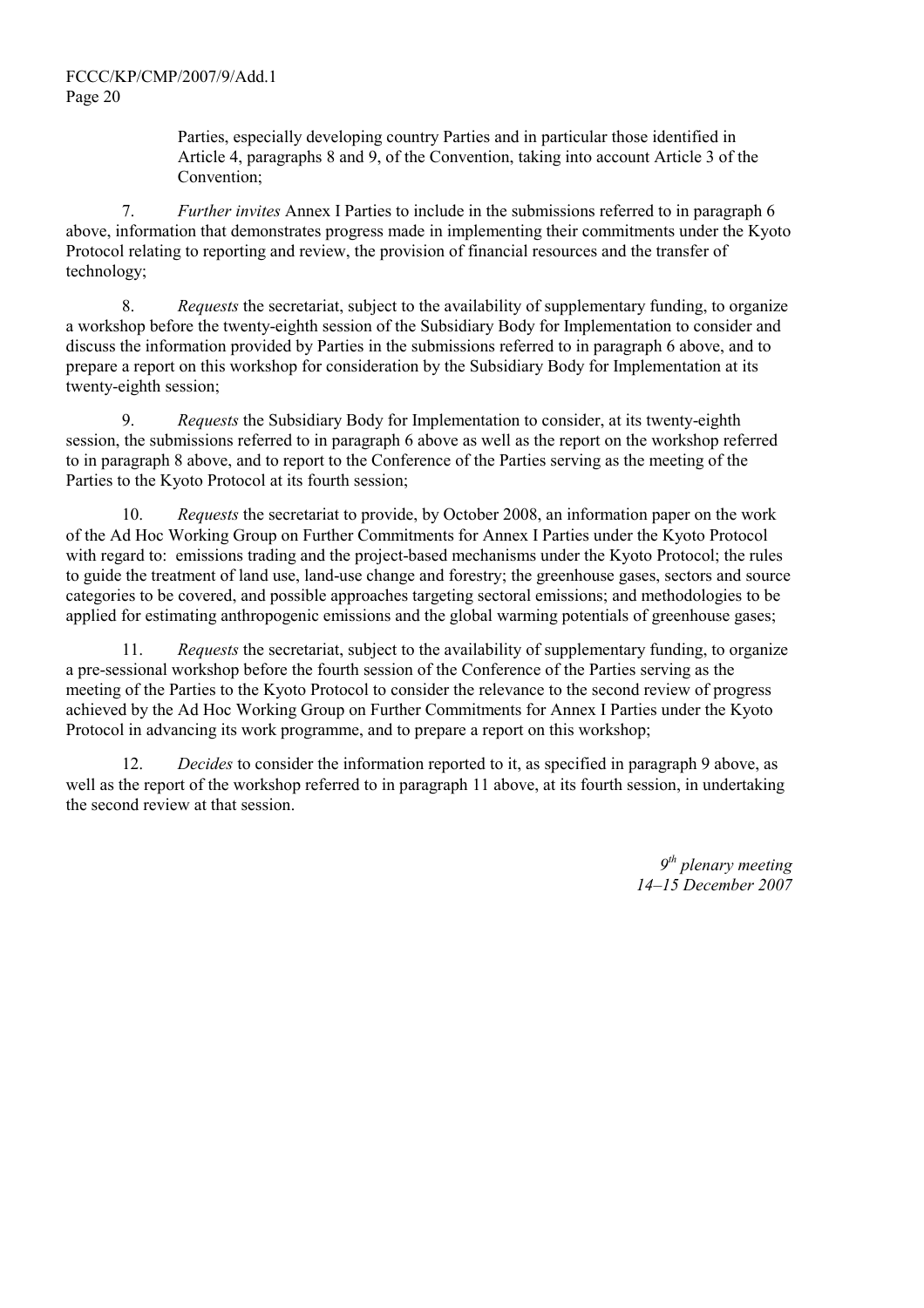Parties, especially developing country Parties and in particular those identified in Article 4, paragraphs 8 and 9, of the Convention, taking into account Article 3 of the Convention;

7. *Further invites* Annex I Parties to include in the submissions referred to in paragraph 6 above, information that demonstrates progress made in implementing their commitments under the Kyoto Protocol relating to reporting and review, the provision of financial resources and the transfer of technology;

8. *Requests* the secretariat, subject to the availability of supplementary funding, to organize a workshop before the twenty-eighth session of the Subsidiary Body for Implementation to consider and discuss the information provided by Parties in the submissions referred to in paragraph 6 above, and to prepare a report on this workshop for consideration by the Subsidiary Body for Implementation at its twenty-eighth session;

9. *Requests* the Subsidiary Body for Implementation to consider, at its twenty-eighth session, the submissions referred to in paragraph 6 above as well as the report on the workshop referred to in paragraph 8 above, and to report to the Conference of the Parties serving as the meeting of the Parties to the Kyoto Protocol at its fourth session;

10. *Requests* the secretariat to provide, by October 2008, an information paper on the work of the Ad Hoc Working Group on Further Commitments for Annex I Parties under the Kyoto Protocol with regard to: emissions trading and the project-based mechanisms under the Kyoto Protocol; the rules to guide the treatment of land use, land-use change and forestry; the greenhouse gases, sectors and source categories to be covered, and possible approaches targeting sectoral emissions; and methodologies to be applied for estimating anthropogenic emissions and the global warming potentials of greenhouse gases;

11. *Requests* the secretariat, subject to the availability of supplementary funding, to organize a pre-sessional workshop before the fourth session of the Conference of the Parties serving as the meeting of the Parties to the Kyoto Protocol to consider the relevance to the second review of progress achieved by the Ad Hoc Working Group on Further Commitments for Annex I Parties under the Kyoto Protocol in advancing its work programme, and to prepare a report on this workshop;

12. *Decides* to consider the information reported to it, as specified in paragraph 9 above, as well as the report of the workshop referred to in paragraph 11 above, at its fourth session, in undertaking the second review at that session.

*9th plenary meeting*
*14–15 December 2007*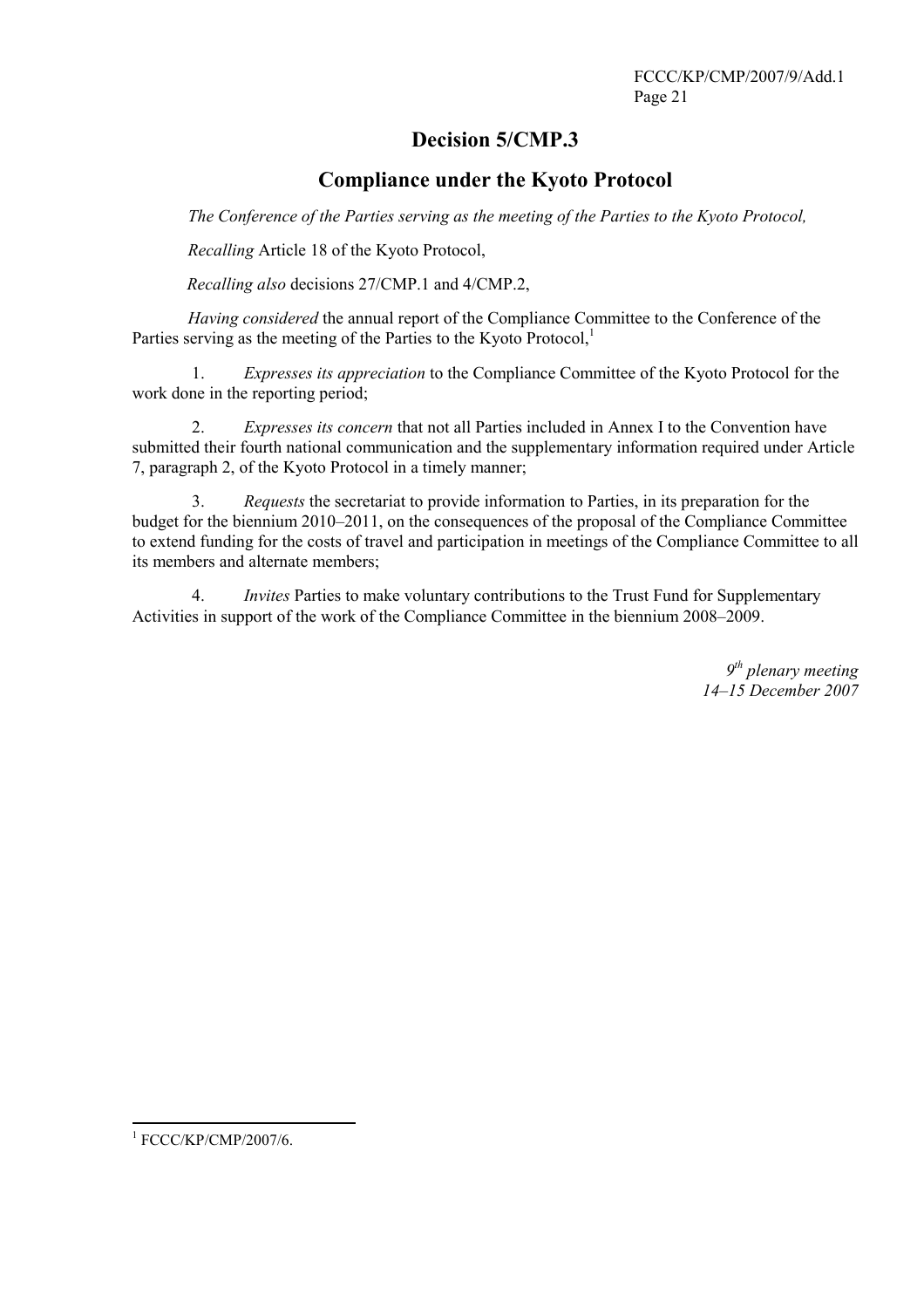# Decision 5/CMP.3

## Compliance under the Kyoto Protocol

*The Conference of the Parties serving as the meeting of the Parties to the Kyoto Protocol,*

*Recalling* Article 18 of the Kyoto Protocol,

*Recalling also* decisions 27/CMP.1 and 4/CMP.2,

*Having considered* the annual report of the Compliance Committee to the Conference of the Parties serving as the meeting of the Parties to the Kyoto Protocol,[1]

1. *Expresses its appreciation* to the Compliance Committee of the Kyoto Protocol for the work done in the reporting period;

2. *Expresses its concern* that not all Parties included in Annex I to the Convention have submitted their fourth national communication and the supplementary information required under Article 7, paragraph 2, of the Kyoto Protocol in a timely manner;

3. *Requests* the secretariat to provide information to Parties, in its preparation for the budget for the biennium 2010–2011, on the consequences of the proposal of the Compliance Committee to extend funding for the costs of travel and participation in meetings of the Compliance Committee to all its members and alternate members;

4. *Invites* Parties to make voluntary contributions to the Trust Fund for Supplementary Activities in support of the work of the Compliance Committee in the biennium 2008–2009.

*9th plenary meeting*
*14–15 December 2007*

---

[1] FCCC/KP/CMP/2007/6.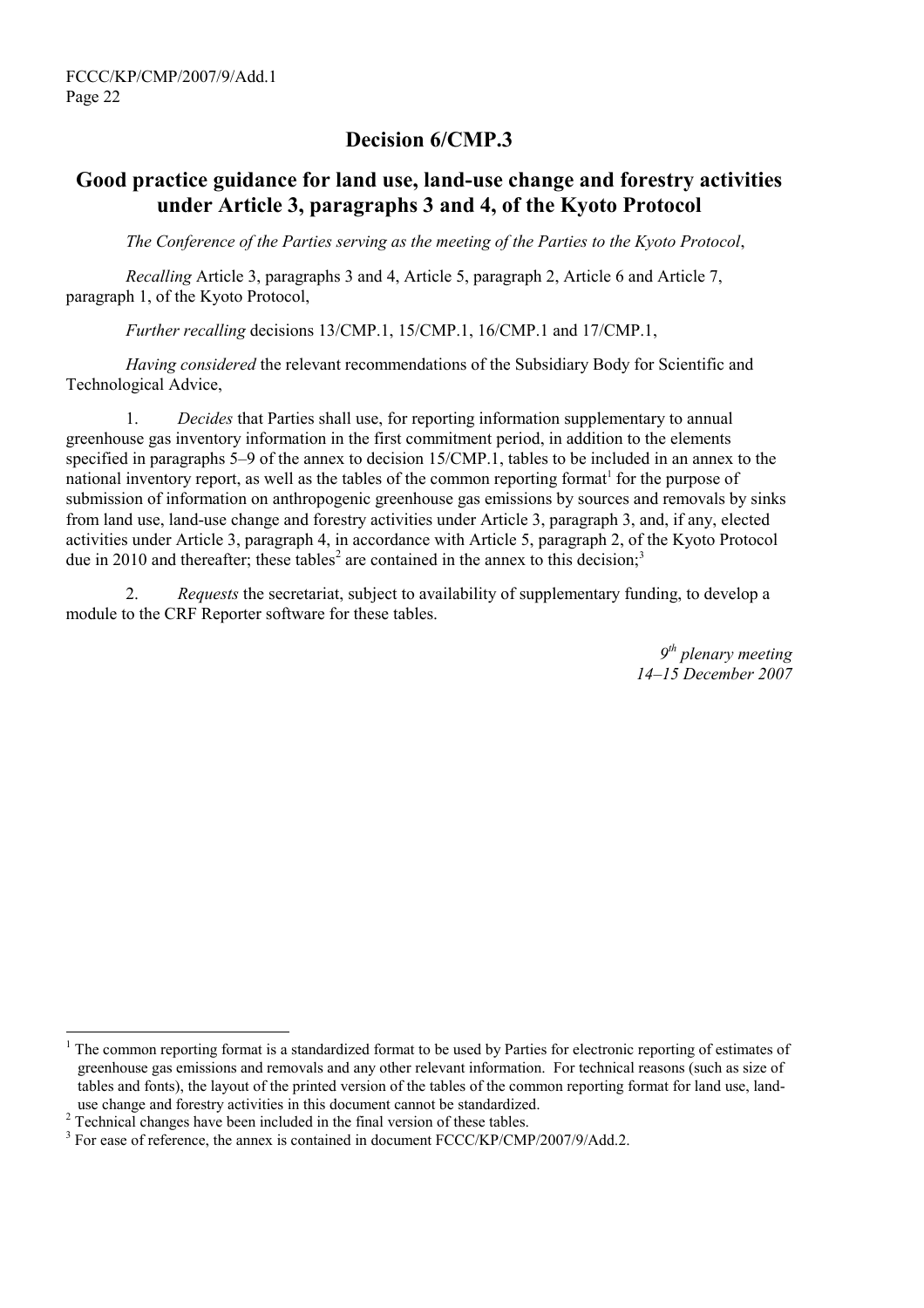# Decision 6/CMP.3

## Good practice guidance for land use, land-use change and forestry activities under Article 3, paragraphs 3 and 4, of the Kyoto Protocol

*The Conference of the Parties serving as the meeting of the Parties to the Kyoto Protocol*,

*Recalling* Article 3, paragraphs 3 and 4, Article 5, paragraph 2, Article 6 and Article 7, paragraph 1, of the Kyoto Protocol,

*Further recalling* decisions 13/CMP.1, 15/CMP.1, 16/CMP.1 and 17/CMP.1,

*Having considered* the relevant recommendations of the Subsidiary Body for Scientific and Technological Advice,

1. *Decides* that Parties shall use, for reporting information supplementary to annual greenhouse gas inventory information in the first commitment period, in addition to the elements specified in paragraphs 5–9 of the annex to decision 15/CMP.1, tables to be included in an annex to the national inventory report, as well as the tables of the common reporting format[1] for the purpose of submission of information on anthropogenic greenhouse gas emissions by sources and removals by sinks from land use, land-use change and forestry activities under Article 3, paragraph 3, and, if any, elected activities under Article 3, paragraph 4, in accordance with Article 5, paragraph 2, of the Kyoto Protocol due in 2010 and thereafter; these tables[2] are contained in the annex to this decision;[3]

2. *Requests* the secretariat, subject to availability of supplementary funding, to develop a module to the CRF Reporter software for these tables.

*9th plenary meeting*
*14–15 December 2007*

---

[1] The common reporting format is a standardized format to be used by Parties for electronic reporting of estimates of greenhouse gas emissions and removals and any other relevant information. For technical reasons (such as size of tables and fonts), the layout of the printed version of the tables of the common reporting format for land use, land-use change and forestry activities in this document cannot be standardized.

[2] Technical changes have been included in the final version of these tables.

[3] For ease of reference, the annex is contained in document FCCC/KP/CMP/2007/9/Add.2.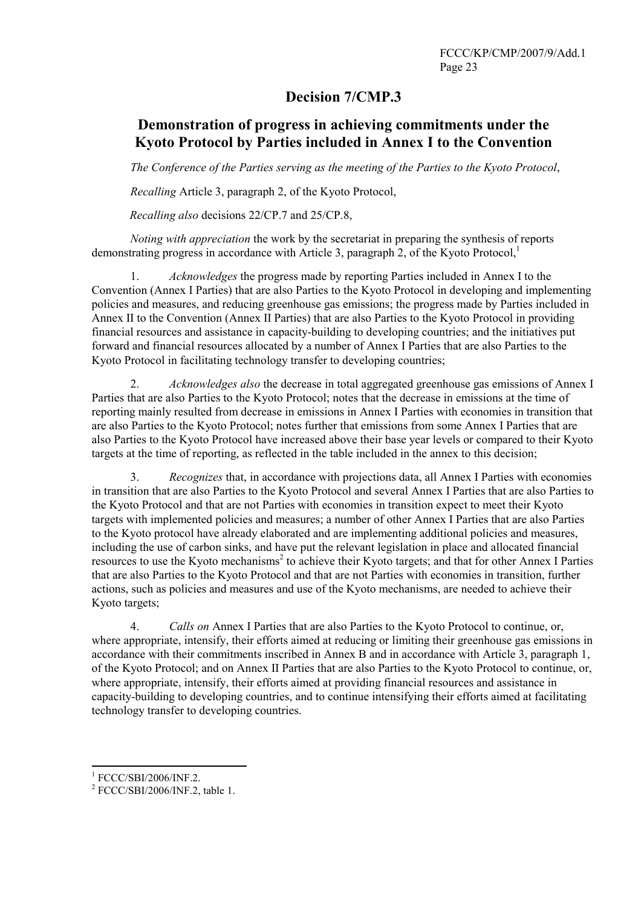# Decision 7/CMP.3

## Demonstration of progress in achieving commitments under the Kyoto Protocol by Parties included in Annex I to the Convention

*The Conference of the Parties serving as the meeting of the Parties to the Kyoto Protocol*,

*Recalling* Article 3, paragraph 2, of the Kyoto Protocol,

*Recalling also* decisions 22/CP.7 and 25/CP.8,

*Noting with appreciation* the work by the secretariat in preparing the synthesis of reports demonstrating progress in accordance with Article 3, paragraph 2, of the Kyoto Protocol,[1]

1. *Acknowledges* the progress made by reporting Parties included in Annex I to the Convention (Annex I Parties) that are also Parties to the Kyoto Protocol in developing and implementing policies and measures, and reducing greenhouse gas emissions; the progress made by Parties included in Annex II to the Convention (Annex II Parties) that are also Parties to the Kyoto Protocol in providing financial resources and assistance in capacity-building to developing countries; and the initiatives put forward and financial resources allocated by a number of Annex I Parties that are also Parties to the Kyoto Protocol in facilitating technology transfer to developing countries;

2. *Acknowledges also* the decrease in total aggregated greenhouse gas emissions of Annex I Parties that are also Parties to the Kyoto Protocol; notes that the decrease in emissions at the time of reporting mainly resulted from decrease in emissions in Annex I Parties with economies in transition that are also Parties to the Kyoto Protocol; notes further that emissions from some Annex I Parties that are also Parties to the Kyoto Protocol have increased above their base year levels or compared to their Kyoto targets at the time of reporting, as reflected in the table included in the annex to this decision;

3. *Recognizes* that, in accordance with projections data, all Annex I Parties with economies in transition that are also Parties to the Kyoto Protocol and several Annex I Parties that are also Parties to the Kyoto Protocol and that are not Parties with economies in transition expect to meet their Kyoto targets with implemented policies and measures; a number of other Annex I Parties that are also Parties to the Kyoto protocol have already elaborated and are implementing additional policies and measures, including the use of carbon sinks, and have put the relevant legislation in place and allocated financial resources to use the Kyoto mechanisms[2] to achieve their Kyoto targets; and that for other Annex I Parties that are also Parties to the Kyoto Protocol and that are not Parties with economies in transition, further actions, such as policies and measures and use of the Kyoto mechanisms, are needed to achieve their Kyoto targets;

4. *Calls on* Annex I Parties that are also Parties to the Kyoto Protocol to continue, or, where appropriate, intensify, their efforts aimed at reducing or limiting their greenhouse gas emissions in accordance with their commitments inscribed in Annex B and in accordance with Article 3, paragraph 1, of the Kyoto Protocol; and on Annex II Parties that are also Parties to the Kyoto Protocol to continue, or, where appropriate, intensify, their efforts aimed at providing financial resources and assistance in capacity-building to developing countries, and to continue intensifying their efforts aimed at facilitating technology transfer to developing countries.

---

[1] FCCC/SBI/2006/INF.2.

[2] FCCC/SBI/2006/INF.2, table 1.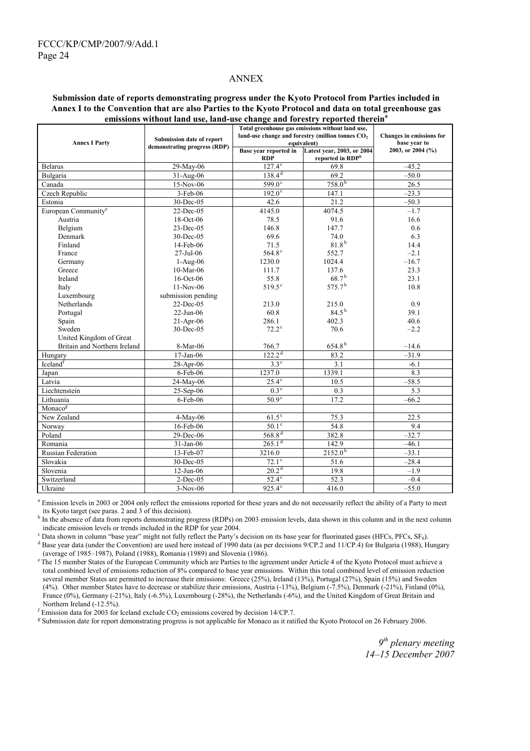## ANNEX

**Submission date of reports demonstrating progress under the Kyoto Protocol from Parties included in Annex I to the Convention that are also Parties to the Kyoto Protocol and data on total greenhouse gas emissions without land use, land-use change and forestry reported therein[a]**

| Annex I Party | Submission date of report demonstrating progress (RDP) | Total greenhouse gas emissions without land use, land-use change and forestry (million tonnes $CO_2$ equivalent) | | Changes in emissions for base year to 2003, or 2004 (%) |
|---|---|---|---|---|
| | | Base year reported in RDP | Latest year, 2003, or 2004 reported in RDP[b] | |
| Belarus | 29-May-06 | 127.4[c] | 69.8 | –45.2 |
| Bulgaria | 31-Aug-06 | 138.4[d] | 69.2 | –50.0 |
| Canada | 15-Nov-06 | 599.0[c] | 758.0[b] | 26.5 |
| Czech Republic | 3-Feb-06 | 192.0[c] | 147.1 | –23.3 |
| Estonia | 30-Dec-05 | 42.6 | 21.2 | –50.3 |
| European Community[e] | 22-Dec-05 | 4145.0 | 4074.5 | –1.7 |
| Austria | 18-Oct-06 | 78.5 | 91.6 | 16.6 |
| Belgium | 23-Dec-05 | 146.8 | 147.7 | 0.6 |
| Denmark | 30-Dec-05 | 69.6 | 74.0 | 6.3 |
| Finland | 14-Feb-06 | 71.5 | 81.8[b] | 14.4 |
| France | 27-Jul-06 | 564.8[c] | 552.7 | –2.1 |
| Germany | 1-Aug-06 | 1230.0 | 1024.4 | –16.7 |
| Greece | 10-Mar-06 | 111.7 | 137.6 | 23.3 |
| Ireland | 16-Oct-06 | 55.8 | 68.7[b] | 23.1 |
| Italy | 11-Nov-06 | 519.5[c] | 575.7[b] | 10.8 |
| Luxembourg | submission pending | | | |
| Netherlands | 22-Dec-05 | 213.0 | 215.0 | 0.9 |
| Portugal | 22-Jun-06 | 60.8 | 84.5[b] | 39.1 |
| Spain | 21-Apr-06 | 286.1 | 402.3 | 40.6 |
| Sweden | 30-Dec-05 | 72.2[c] | 70.6 | –2.2 |
| United Kingdom of Great Britain and Northern Ireland | 8-Mar-06 | 766.7 | 654.8[b] | –14.6 |
| Hungary | 17-Jan-06 | 122.2[d] | 83.2 | –31.9 |
| Iceland[f] | 28-Apr-06 | 3.3[c] | 3.1 | -6.1 |
| Japan | 6-Feb-06 | 1237.0 | 1339.1 | 8.3 |
| Latvia | 24-May-06 | 25.4[c] | 10.5 | –58.5 |
| Liechtenstein | 25-Sep-06 | 0.3[c] | 0.3 | 5.3 |
| Lithuania | 6-Feb-06 | 50.9[c] | 17.2 | –66.2 |
| Monaco[g] | | | | |
| New Zealand | 4-May-06 | 61.5[c] | 75.3 | 22.5 |
| Norway | 16-Feb-06 | 50.1[c] | 54.8 | 9.4 |
| Poland | 29-Dec-06 | 568.8[d] | 382.8 | –32.7 |
| Romania | 31-Jan-06 | 265.1[d] | 142.9 | –46.1 |
| Russian Federation | 13-Feb-07 | 3216.0 | 2152.0[b] | –33.1 |
| Slovakia | 30-Dec-05 | 72.1[c] | 51.6 | –28.4 |
| Slovenia | 12-Jun-06 | 20.2[d] | 19.8 | –1.9 |
| Switzerland | 2-Dec-05 | 52.4[c] | 52.3 | –0.4 |
| Ukraine | 3-Nov-06 | 925.4[c] | 416.0 | –55.0 |

[a] Emission levels in 2003 or 2004 only reflect the emissions reported for these years and do not necessarily reflect the ability of a Party to meet its Kyoto target (see paras. 2 and 3 of this decision).

[b] In the absence of data from reports demonstrating progress (RDPs) on 2003 emission levels, data shown in this column and in the next column indicate emission levels or trends included in the RDP for year 2004.

[c] Data shown in column "base year" might not fully reflect the Party's decision on its base year for fluorinated gases (HFCs, PFCs, $SF_6$).

[d] Base year data (under the Convention) are used here instead of 1990 data (as per decisions 9/CP.2 and 11/CP.4) for Bulgaria (1988), Hungary (average of 1985–1987), Poland (1988), Romania (1989) and Slovenia (1986).

[e] The 15 member States of the European Community which are Parties to the agreement under Article 4 of the Kyoto Protocol must achieve a total combined level of emissions reduction of 8% compared to base year emissions. Within this total combined level of emission reduction several member States are permitted to increase their emissions: Greece (25%), Ireland (13%), Portugal (27%), Spain (15%) and Sweden (4%). Other member States have to decrease or stabilize their emissions, Austria (-13%), Belgium (-7.5%), Denmark (-21%), Finland (0%), France (0%), Germany (-21%), Italy (-6.5%), Luxembourg (-28%), the Netherlands (-6%), and the United Kingdom of Great Britain and Northern Ireland (-12.5%).

[f] Emission data for 2003 for Iceland exclude $CO_2$ emissions covered by decision 14/CP.7.

[g] Submission date for report demonstrating progress is not applicable for Monaco as it ratified the Kyoto Protocol on 26 February 2006.

*9[th] plenary meeting*
*14–15 December 2007*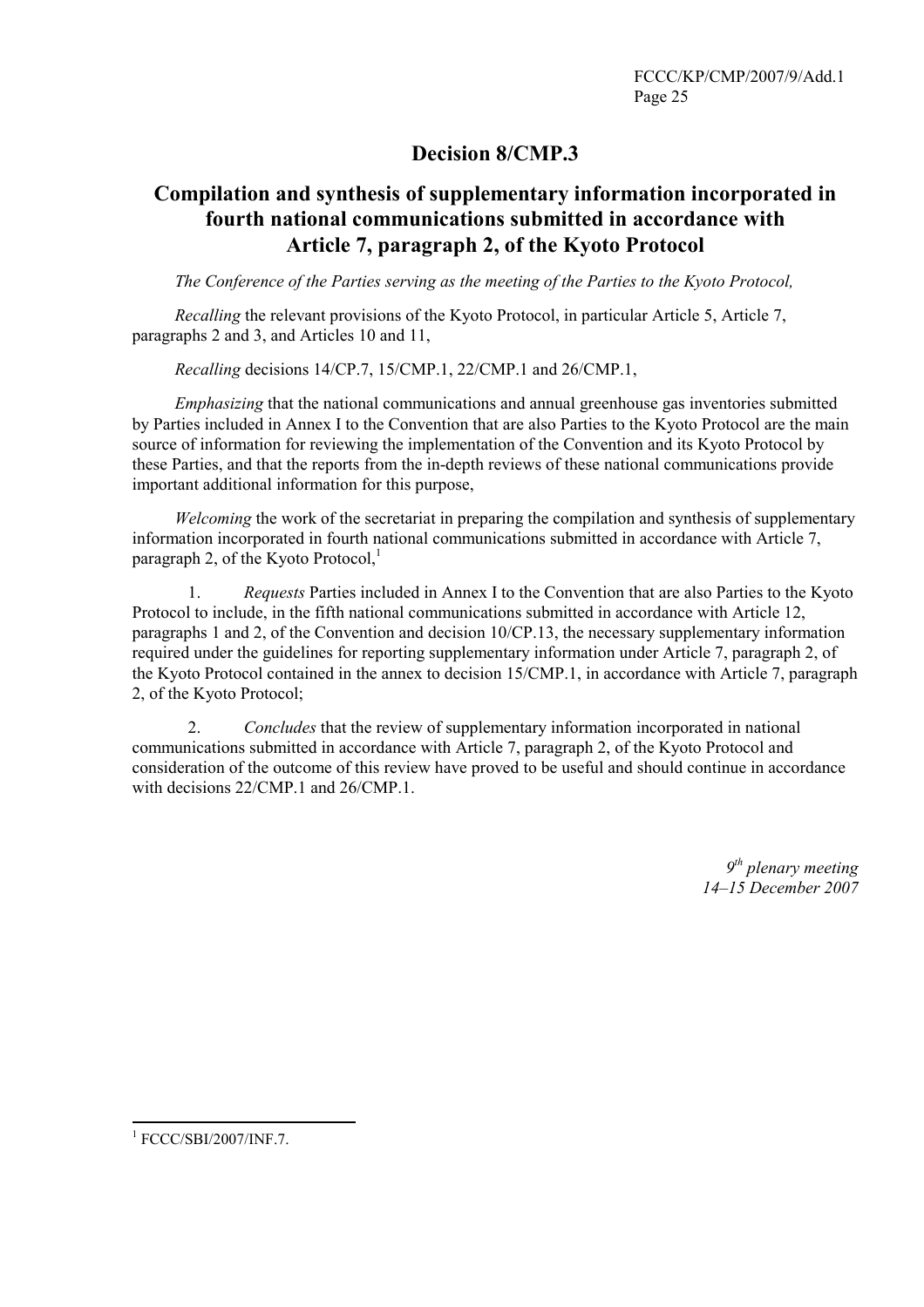# Decision 8/CMP.3

## Compilation and synthesis of supplementary information incorporated in fourth national communications submitted in accordance with Article 7, paragraph 2, of the Kyoto Protocol

*The Conference of the Parties serving as the meeting of the Parties to the Kyoto Protocol,*

*Recalling* the relevant provisions of the Kyoto Protocol, in particular Article 5, Article 7, paragraphs 2 and 3, and Articles 10 and 11,

*Recalling* decisions 14/CP.7, 15/CMP.1, 22/CMP.1 and 26/CMP.1,

*Emphasizing* that the national communications and annual greenhouse gas inventories submitted by Parties included in Annex I to the Convention that are also Parties to the Kyoto Protocol are the main source of information for reviewing the implementation of the Convention and its Kyoto Protocol by these Parties, and that the reports from the in-depth reviews of these national communications provide important additional information for this purpose,

*Welcoming* the work of the secretariat in preparing the compilation and synthesis of supplementary information incorporated in fourth national communications submitted in accordance with Article 7, paragraph 2, of the Kyoto Protocol,[1]

1. *Requests* Parties included in Annex I to the Convention that are also Parties to the Kyoto Protocol to include, in the fifth national communications submitted in accordance with Article 12, paragraphs 1 and 2, of the Convention and decision 10/CP.13, the necessary supplementary information required under the guidelines for reporting supplementary information under Article 7, paragraph 2, of the Kyoto Protocol contained in the annex to decision 15/CMP.1, in accordance with Article 7, paragraph 2, of the Kyoto Protocol;

2. *Concludes* that the review of supplementary information incorporated in national communications submitted in accordance with Article 7, paragraph 2, of the Kyoto Protocol and consideration of the outcome of this review have proved to be useful and should continue in accordance with decisions 22/CMP.1 and 26/CMP.1.

*9th plenary meeting*
*14–15 December 2007*

---

[1] FCCC/SBI/2007/INF.7.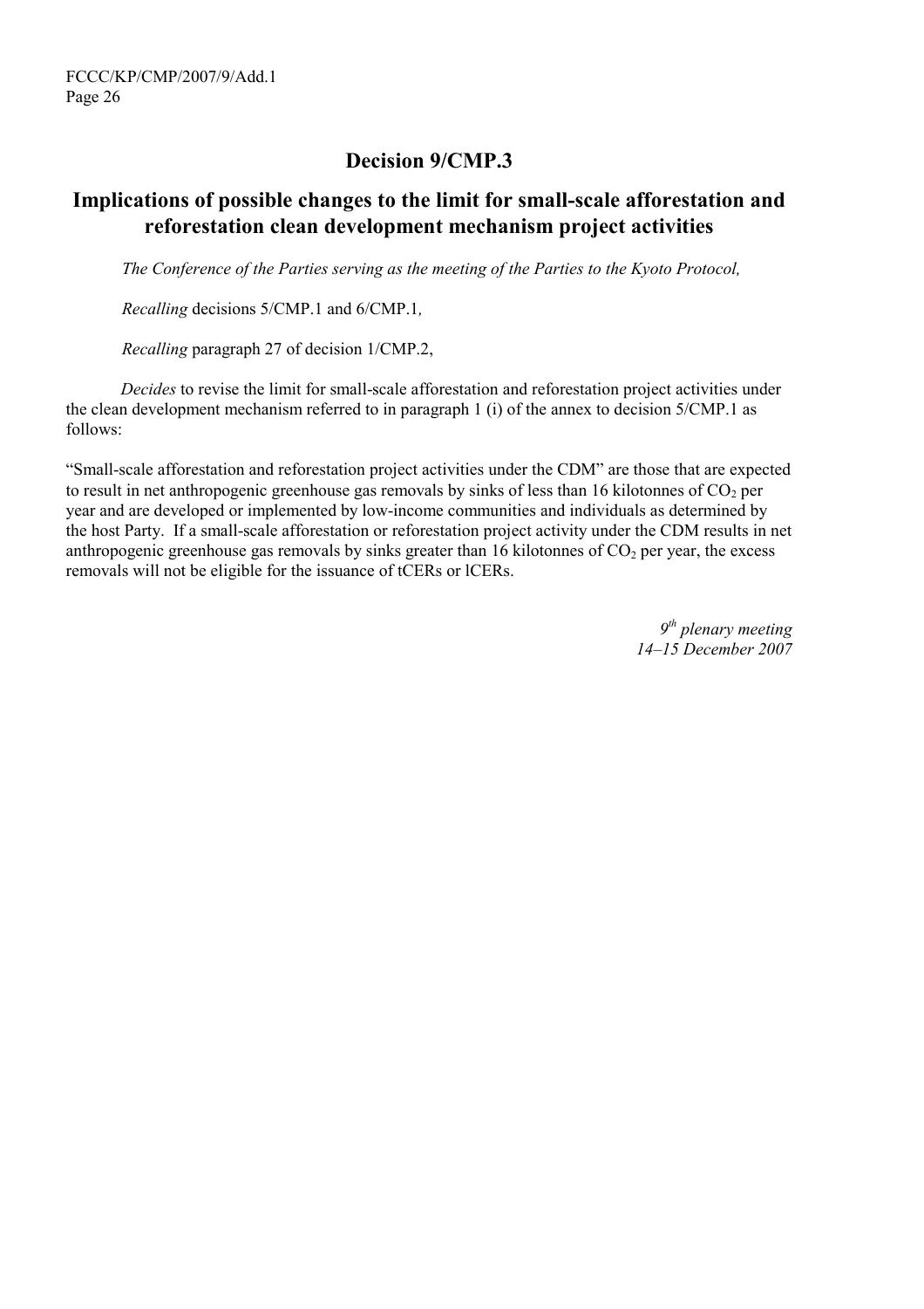# Decision 9/CMP.3

## Implications of possible changes to the limit for small-scale afforestation and reforestation clean development mechanism project activities

*The Conference of the Parties serving as the meeting of the Parties to the Kyoto Protocol,*

*Recalling* decisions 5/CMP.1 and 6/CMP.1,

*Recalling* paragraph 27 of decision 1/CMP.2,

*Decides* to revise the limit for small-scale afforestation and reforestation project activities under the clean development mechanism referred to in paragraph 1 (i) of the annex to decision 5/CMP.1 as follows:

"Small-scale afforestation and reforestation project activities under the CDM" are those that are expected to result in net anthropogenic greenhouse gas removals by sinks of less than 16 kilotonnes of $CO_2$ per year and are developed or implemented by low-income communities and individuals as determined by the host Party. If a small-scale afforestation or reforestation project activity under the CDM results in net anthropogenic greenhouse gas removals by sinks greater than 16 kilotonnes of $CO_2$ per year, the excess removals will not be eligible for the issuance of tCERs or lCERs.

*9th plenary meeting*
*14–15 December 2007*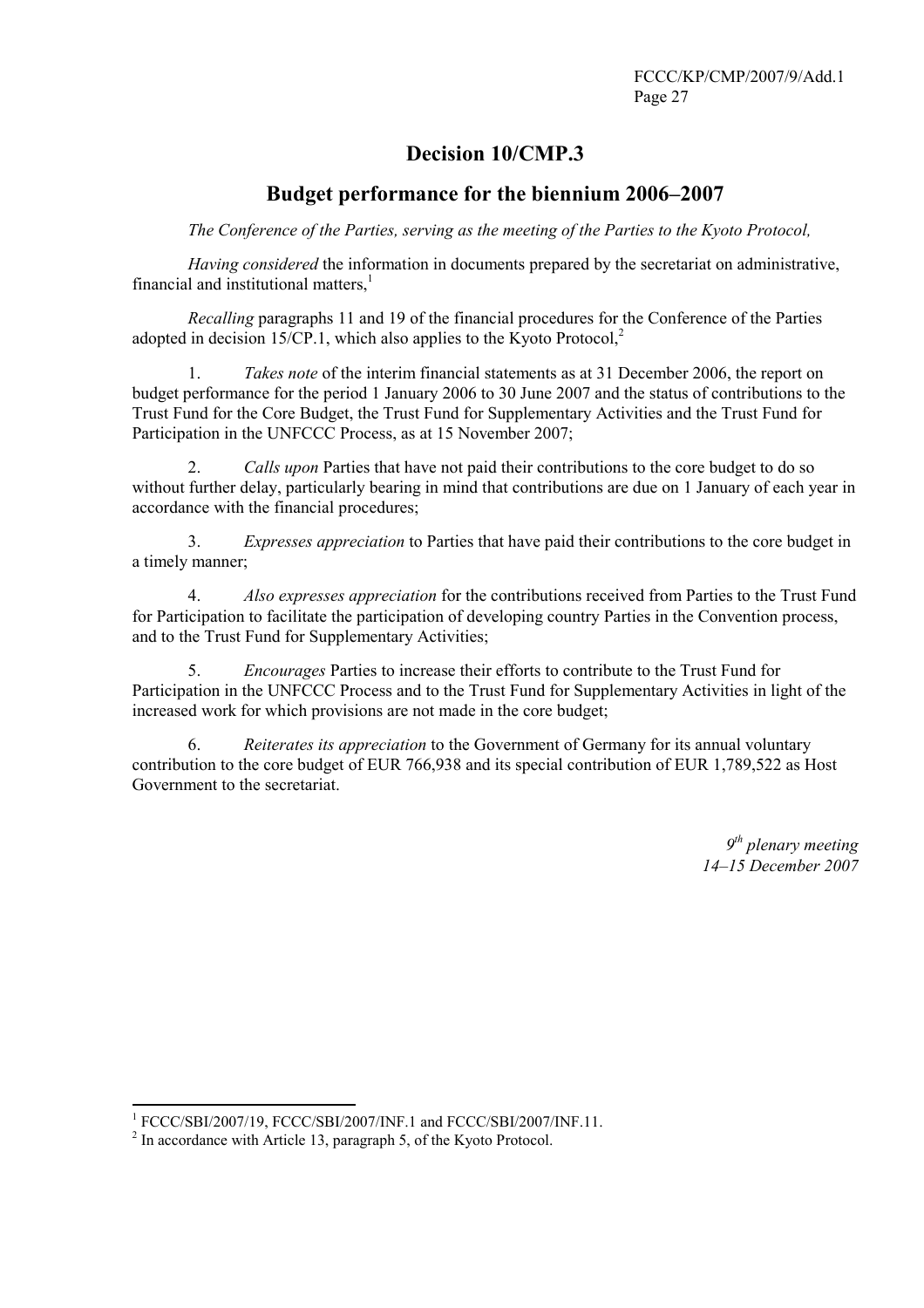# Decision 10/CMP.3

## Budget performance for the biennium 2006–2007

*The Conference of the Parties, serving as the meeting of the Parties to the Kyoto Protocol,*

*Having considered* the information in documents prepared by the secretariat on administrative, financial and institutional matters,[1]

*Recalling* paragraphs 11 and 19 of the financial procedures for the Conference of the Parties adopted in decision 15/CP.1, which also applies to the Kyoto Protocol,[2]

1. *Takes note* of the interim financial statements as at 31 December 2006, the report on budget performance for the period 1 January 2006 to 30 June 2007 and the status of contributions to the Trust Fund for the Core Budget, the Trust Fund for Supplementary Activities and the Trust Fund for Participation in the UNFCCC Process, as at 15 November 2007;

2. *Calls upon* Parties that have not paid their contributions to the core budget to do so without further delay, particularly bearing in mind that contributions are due on 1 January of each year in accordance with the financial procedures;

3. *Expresses appreciation* to Parties that have paid their contributions to the core budget in a timely manner;

4. *Also expresses appreciation* for the contributions received from Parties to the Trust Fund for Participation to facilitate the participation of developing country Parties in the Convention process, and to the Trust Fund for Supplementary Activities;

5. *Encourages* Parties to increase their efforts to contribute to the Trust Fund for Participation in the UNFCCC Process and to the Trust Fund for Supplementary Activities in light of the increased work for which provisions are not made in the core budget;

6. *Reiterates its appreciation* to the Government of Germany for its annual voluntary contribution to the core budget of EUR 766,938 and its special contribution of EUR 1,789,522 as Host Government to the secretariat.

*9th plenary meeting*
*14–15 December 2007*

---

[1] FCCC/SBI/2007/19, FCCC/SBI/2007/INF.1 and FCCC/SBI/2007/INF.11.

[2] In accordance with Article 13, paragraph 5, of the Kyoto Protocol.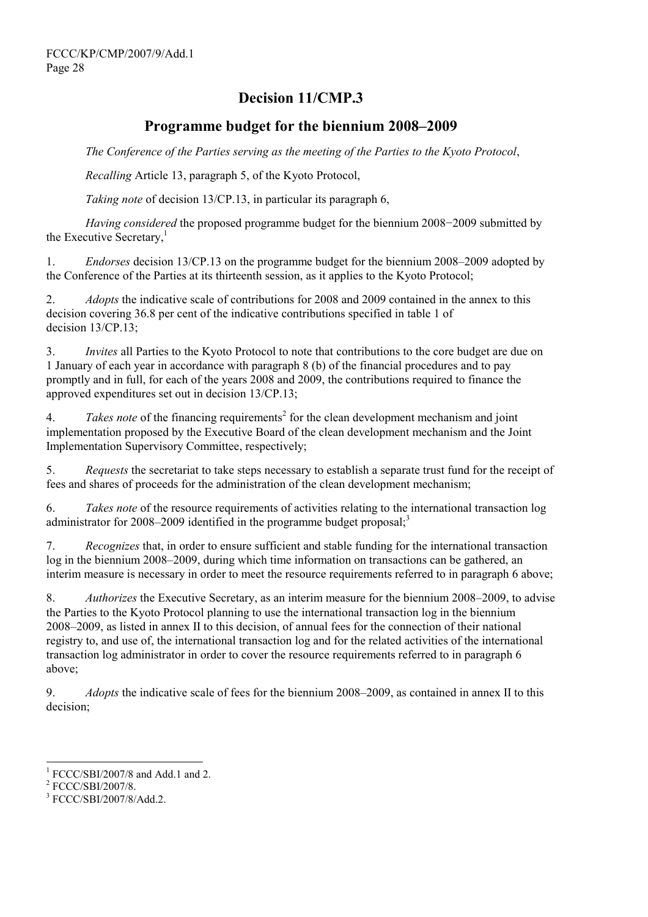# Decision 11/CMP.3

## Programme budget for the biennium 2008–2009

*The Conference of the Parties serving as the meeting of the Parties to the Kyoto Protocol*,

*Recalling* Article 13, paragraph 5, of the Kyoto Protocol,

*Taking note* of decision 13/CP.13, in particular its paragraph 6,

*Having considered* the proposed programme budget for the biennium 2008−2009 submitted by the Executive Secretary,[1]

1. *Endorses* decision 13/CP.13 on the programme budget for the biennium 2008–2009 adopted by the Conference of the Parties at its thirteenth session, as it applies to the Kyoto Protocol;

2. *Adopts* the indicative scale of contributions for 2008 and 2009 contained in the annex to this decision covering 36.8 per cent of the indicative contributions specified in table 1 of decision 13/CP.13;

3. *Invites* all Parties to the Kyoto Protocol to note that contributions to the core budget are due on 1 January of each year in accordance with paragraph 8 (b) of the financial procedures and to pay promptly and in full, for each of the years 2008 and 2009, the contributions required to finance the approved expenditures set out in decision 13/CP.13;

4. *Takes note* of the financing requirements[2] for the clean development mechanism and joint implementation proposed by the Executive Board of the clean development mechanism and the Joint Implementation Supervisory Committee, respectively;

5. *Requests* the secretariat to take steps necessary to establish a separate trust fund for the receipt of fees and shares of proceeds for the administration of the clean development mechanism;

6. *Takes note* of the resource requirements of activities relating to the international transaction log administrator for 2008–2009 identified in the programme budget proposal;[3]

7. *Recognizes* that, in order to ensure sufficient and stable funding for the international transaction log in the biennium 2008–2009, during which time information on transactions can be gathered, an interim measure is necessary in order to meet the resource requirements referred to in paragraph 6 above;

8. *Authorizes* the Executive Secretary, as an interim measure for the biennium 2008–2009, to advise the Parties to the Kyoto Protocol planning to use the international transaction log in the biennium 2008–2009, as listed in annex II to this decision, of annual fees for the connection of their national registry to, and use of, the international transaction log and for the related activities of the international transaction log administrator in order to cover the resource requirements referred to in paragraph 6 above;

9. *Adopts* the indicative scale of fees for the biennium 2008–2009, as contained in annex II to this decision;

---

[1] FCCC/SBI/2007/8 and Add.1 and 2.

[2] FCCC/SBI/2007/8.

[3] FCCC/SBI/2007/8/Add.2.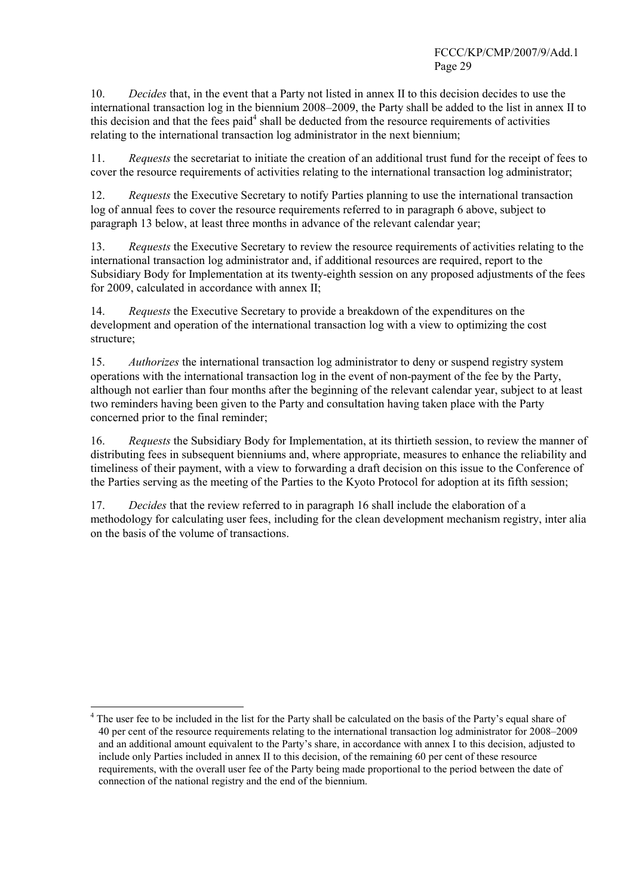10. *Decides* that, in the event that a Party not listed in annex II to this decision decides to use the international transaction log in the biennium 2008–2009, the Party shall be added to the list in annex II to this decision and that the fees paid[4] shall be deducted from the resource requirements of activities relating to the international transaction log administrator in the next biennium;

11. *Requests* the secretariat to initiate the creation of an additional trust fund for the receipt of fees to cover the resource requirements of activities relating to the international transaction log administrator;

12. *Requests* the Executive Secretary to notify Parties planning to use the international transaction log of annual fees to cover the resource requirements referred to in paragraph 6 above, subject to paragraph 13 below, at least three months in advance of the relevant calendar year;

13. *Requests* the Executive Secretary to review the resource requirements of activities relating to the international transaction log administrator and, if additional resources are required, report to the Subsidiary Body for Implementation at its twenty-eighth session on any proposed adjustments of the fees for 2009, calculated in accordance with annex II;

14. *Requests* the Executive Secretary to provide a breakdown of the expenditures on the development and operation of the international transaction log with a view to optimizing the cost structure;

15. *Authorizes* the international transaction log administrator to deny or suspend registry system operations with the international transaction log in the event of non-payment of the fee by the Party, although not earlier than four months after the beginning of the relevant calendar year, subject to at least two reminders having been given to the Party and consultation having taken place with the Party concerned prior to the final reminder;

16. *Requests* the Subsidiary Body for Implementation, at its thirtieth session, to review the manner of distributing fees in subsequent bienniums and, where appropriate, measures to enhance the reliability and timeliness of their payment, with a view to forwarding a draft decision on this issue to the Conference of the Parties serving as the meeting of the Parties to the Kyoto Protocol for adoption at its fifth session;

17. *Decides* that the review referred to in paragraph 16 shall include the elaboration of a methodology for calculating user fees, including for the clean development mechanism registry, inter alia on the basis of the volume of transactions.

---

[4] The user fee to be included in the list for the Party shall be calculated on the basis of the Party's equal share of 40 per cent of the resource requirements relating to the international transaction log administrator for 2008–2009 and an additional amount equivalent to the Party's share, in accordance with annex I to this decision, adjusted to include only Parties included in annex II to this decision, of the remaining 60 per cent of these resource requirements, with the overall user fee of the Party being made proportional to the period between the date of connection of the national registry and the end of the biennium.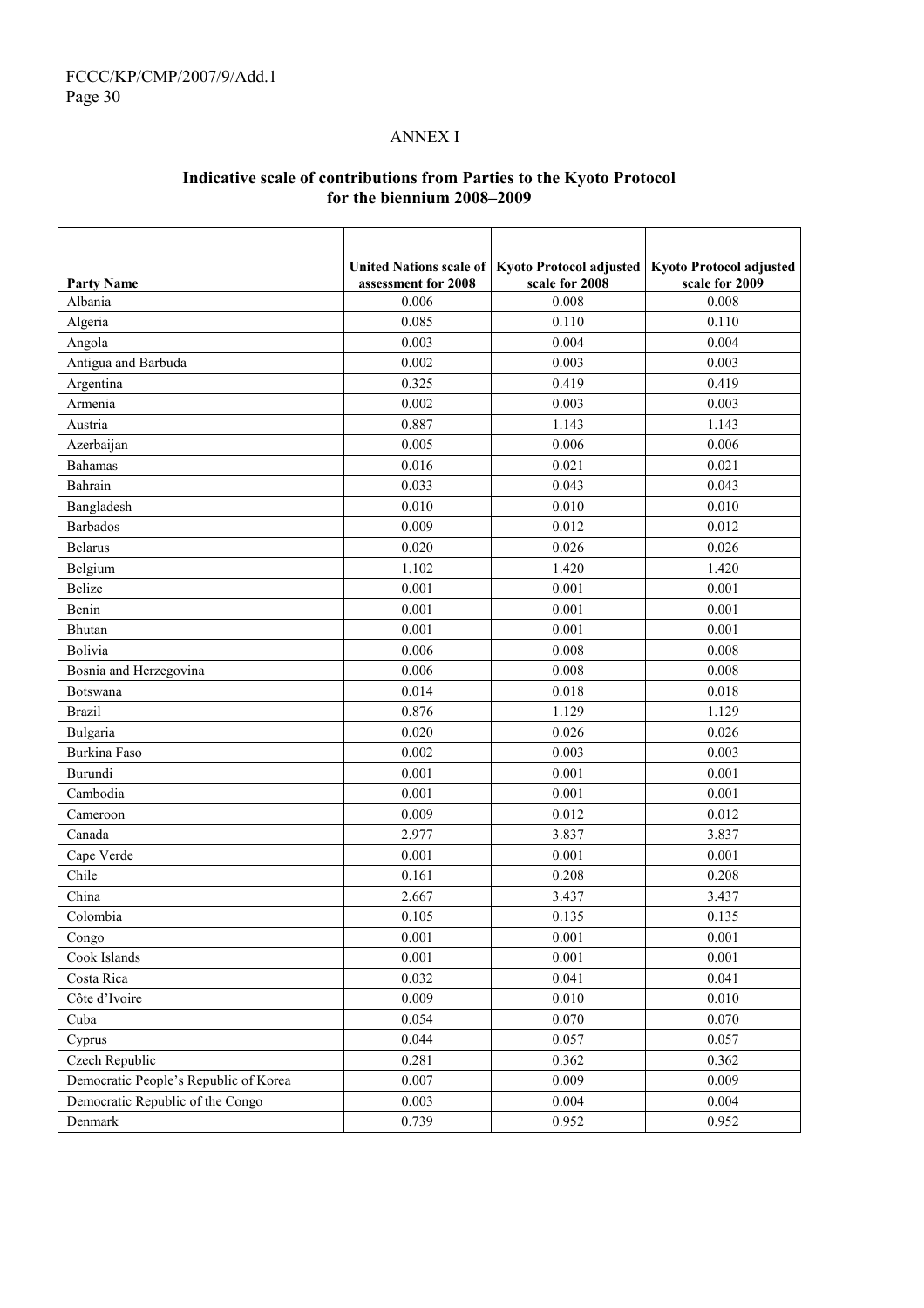## ANNEX I

### Indicative scale of contributions from Parties to the Kyoto Protocol for the biennium 2008–2009

| Party Name | United Nations scale of assessment for 2008 | Kyoto Protocol adjusted scale for 2008 | Kyoto Protocol adjusted scale for 2009 |
|---|---|---|---|
| Albania | 0.006 | 0.008 | 0.008 |
| Algeria | 0.085 | 0.110 | 0.110 |
| Angola | 0.003 | 0.004 | 0.004 |
| Antigua and Barbuda | 0.002 | 0.003 | 0.003 |
| Argentina | 0.325 | 0.419 | 0.419 |
| Armenia | 0.002 | 0.003 | 0.003 |
| Austria | 0.887 | 1.143 | 1.143 |
| Azerbaijan | 0.005 | 0.006 | 0.006 |
| Bahamas | 0.016 | 0.021 | 0.021 |
| Bahrain | 0.033 | 0.043 | 0.043 |
| Bangladesh | 0.010 | 0.010 | 0.010 |
| Barbados | 0.009 | 0.012 | 0.012 |
| Belarus | 0.020 | 0.026 | 0.026 |
| Belgium | 1.102 | 1.420 | 1.420 |
| Belize | 0.001 | 0.001 | 0.001 |
| Benin | 0.001 | 0.001 | 0.001 |
| Bhutan | 0.001 | 0.001 | 0.001 |
| Bolivia | 0.006 | 0.008 | 0.008 |
| Bosnia and Herzegovina | 0.006 | 0.008 | 0.008 |
| Botswana | 0.014 | 0.018 | 0.018 |
| Brazil | 0.876 | 1.129 | 1.129 |
| Bulgaria | 0.020 | 0.026 | 0.026 |
| Burkina Faso | 0.002 | 0.003 | 0.003 |
| Burundi | 0.001 | 0.001 | 0.001 |
| Cambodia | 0.001 | 0.001 | 0.001 |
| Cameroon | 0.009 | 0.012 | 0.012 |
| Canada | 2.977 | 3.837 | 3.837 |
| Cape Verde | 0.001 | 0.001 | 0.001 |
| Chile | 0.161 | 0.208 | 0.208 |
| China | 2.667 | 3.437 | 3.437 |
| Colombia | 0.105 | 0.135 | 0.135 |
| Congo | 0.001 | 0.001 | 0.001 |
| Cook Islands | 0.001 | 0.001 | 0.001 |
| Costa Rica | 0.032 | 0.041 | 0.041 |
| Côte d'Ivoire | 0.009 | 0.010 | 0.010 |
| Cuba | 0.054 | 0.070 | 0.070 |
| Cyprus | 0.044 | 0.057 | 0.057 |
| Czech Republic | 0.281 | 0.362 | 0.362 |
| Democratic People's Republic of Korea | 0.007 | 0.009 | 0.009 |
| Democratic Republic of the Congo | 0.003 | 0.004 | 0.004 |
| Denmark | 0.739 | 0.952 | 0.952 |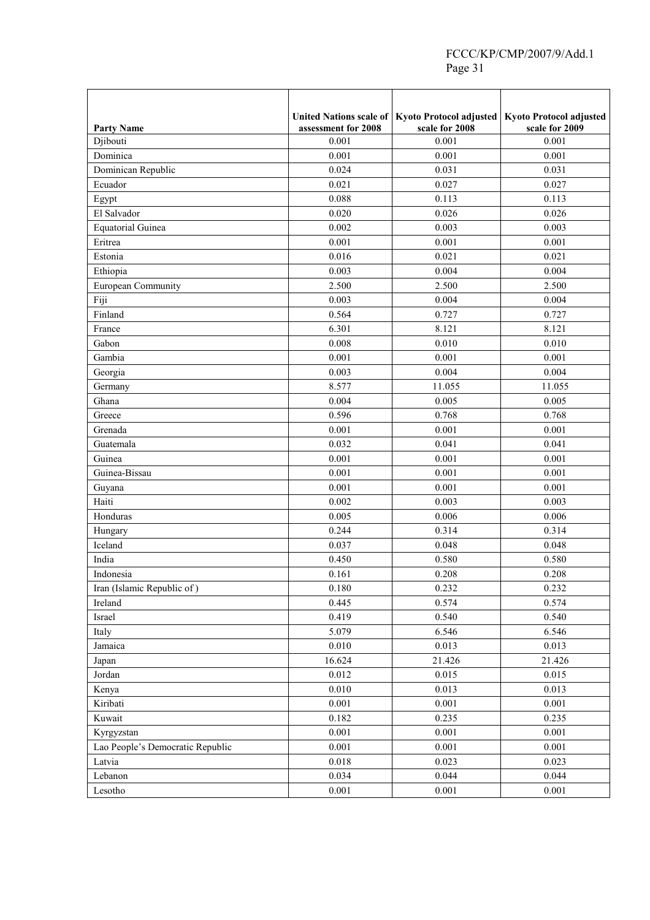| Party Name | United Nations scale of assessment for 2008 | Kyoto Protocol adjusted scale for 2008 | Kyoto Protocol adjusted scale for 2009 |
|---|---|---|---|
| Djibouti | 0.001 | 0.001 | 0.001 |
| Dominica | 0.001 | 0.001 | 0.001 |
| Dominican Republic | 0.024 | 0.031 | 0.031 |
| Ecuador | 0.021 | 0.027 | 0.027 |
| Egypt | 0.088 | 0.113 | 0.113 |
| El Salvador | 0.020 | 0.026 | 0.026 |
| Equatorial Guinea | 0.002 | 0.003 | 0.003 |
| Eritrea | 0.001 | 0.001 | 0.001 |
| Estonia | 0.016 | 0.021 | 0.021 |
| Ethiopia | 0.003 | 0.004 | 0.004 |
| European Community | 2.500 | 2.500 | 2.500 |
| Fiji | 0.003 | 0.004 | 0.004 |
| Finland | 0.564 | 0.727 | 0.727 |
| France | 6.301 | 8.121 | 8.121 |
| Gabon | 0.008 | 0.010 | 0.010 |
| Gambia | 0.001 | 0.001 | 0.001 |
| Georgia | 0.003 | 0.004 | 0.004 |
| Germany | 8.577 | 11.055 | 11.055 |
| Ghana | 0.004 | 0.005 | 0.005 |
| Greece | 0.596 | 0.768 | 0.768 |
| Grenada | 0.001 | 0.001 | 0.001 |
| Guatemala | 0.032 | 0.041 | 0.041 |
| Guinea | 0.001 | 0.001 | 0.001 |
| Guinea-Bissau | 0.001 | 0.001 | 0.001 |
| Guyana | 0.001 | 0.001 | 0.001 |
| Haiti | 0.002 | 0.003 | 0.003 |
| Honduras | 0.005 | 0.006 | 0.006 |
| Hungary | 0.244 | 0.314 | 0.314 |
| Iceland | 0.037 | 0.048 | 0.048 |
| India | 0.450 | 0.580 | 0.580 |
| Indonesia | 0.161 | 0.208 | 0.208 |
| Iran (Islamic Republic of ) | 0.180 | 0.232 | 0.232 |
| Ireland | 0.445 | 0.574 | 0.574 |
| Israel | 0.419 | 0.540 | 0.540 |
| Italy | 5.079 | 6.546 | 6.546 |
| Jamaica | 0.010 | 0.013 | 0.013 |
| Japan | 16.624 | 21.426 | 21.426 |
| Jordan | 0.012 | 0.015 | 0.015 |
| Kenya | 0.010 | 0.013 | 0.013 |
| Kiribati | 0.001 | 0.001 | 0.001 |
| Kuwait | 0.182 | 0.235 | 0.235 |
| Kyrgyzstan | 0.001 | 0.001 | 0.001 |
| Lao People's Democratic Republic | 0.001 | 0.001 | 0.001 |
| Latvia | 0.018 | 0.023 | 0.023 |
| Lebanon | 0.034 | 0.044 | 0.044 |
| Lesotho | 0.001 | 0.001 | 0.001 |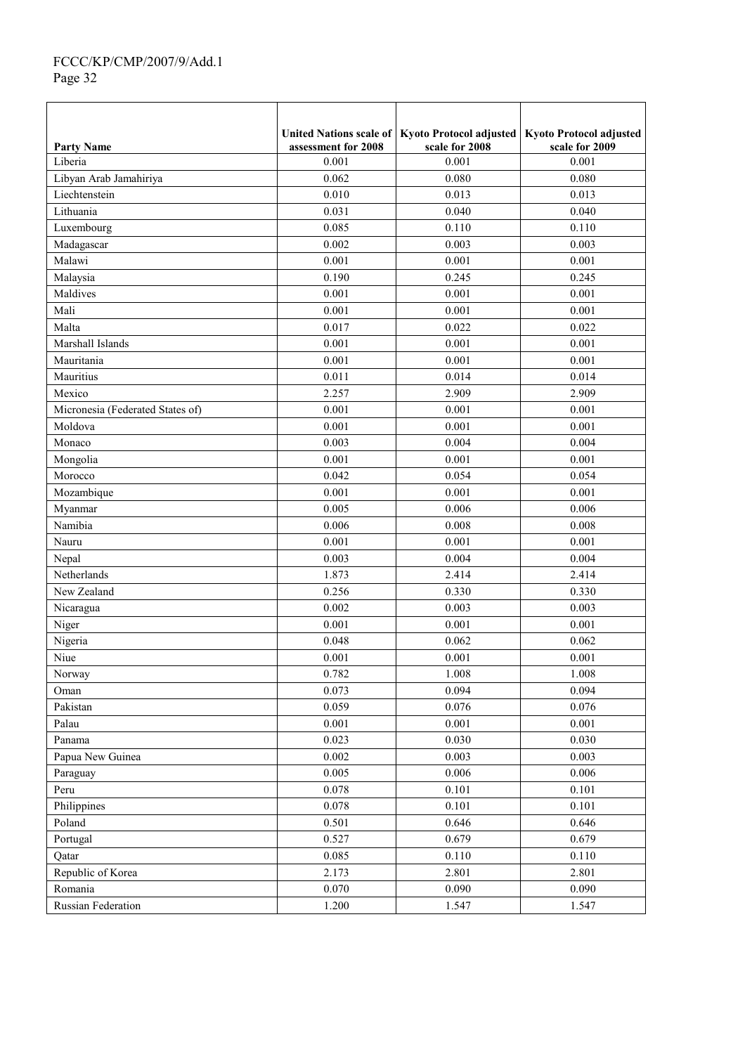| Party Name | United Nations scale of assessment for 2008 | Kyoto Protocol adjusted scale for 2008 | Kyoto Protocol adjusted scale for 2009 |
|---|---|---|---|
| Liberia | 0.001 | 0.001 | 0.001 |
| Libyan Arab Jamahiriya | 0.062 | 0.080 | 0.080 |
| Liechtenstein | 0.010 | 0.013 | 0.013 |
| Lithuania | 0.031 | 0.040 | 0.040 |
| Luxembourg | 0.085 | 0.110 | 0.110 |
| Madagascar | 0.002 | 0.003 | 0.003 |
| Malawi | 0.001 | 0.001 | 0.001 |
| Malaysia | 0.190 | 0.245 | 0.245 |
| Maldives | 0.001 | 0.001 | 0.001 |
| Mali | 0.001 | 0.001 | 0.001 |
| Malta | 0.017 | 0.022 | 0.022 |
| Marshall Islands | 0.001 | 0.001 | 0.001 |
| Mauritania | 0.001 | 0.001 | 0.001 |
| Mauritius | 0.011 | 0.014 | 0.014 |
| Mexico | 2.257 | 2.909 | 2.909 |
| Micronesia (Federated States of) | 0.001 | 0.001 | 0.001 |
| Moldova | 0.001 | 0.001 | 0.001 |
| Monaco | 0.003 | 0.004 | 0.004 |
| Mongolia | 0.001 | 0.001 | 0.001 |
| Morocco | 0.042 | 0.054 | 0.054 |
| Mozambique | 0.001 | 0.001 | 0.001 |
| Myanmar | 0.005 | 0.006 | 0.006 |
| Namibia | 0.006 | 0.008 | 0.008 |
| Nauru | 0.001 | 0.001 | 0.001 |
| Nepal | 0.003 | 0.004 | 0.004 |
| Netherlands | 1.873 | 2.414 | 2.414 |
| New Zealand | 0.256 | 0.330 | 0.330 |
| Nicaragua | 0.002 | 0.003 | 0.003 |
| Niger | 0.001 | 0.001 | 0.001 |
| Nigeria | 0.048 | 0.062 | 0.062 |
| Niue | 0.001 | 0.001 | 0.001 |
| Norway | 0.782 | 1.008 | 1.008 |
| Oman | 0.073 | 0.094 | 0.094 |
| Pakistan | 0.059 | 0.076 | 0.076 |
| Palau | 0.001 | 0.001 | 0.001 |
| Panama | 0.023 | 0.030 | 0.030 |
| Papua New Guinea | 0.002 | 0.003 | 0.003 |
| Paraguay | 0.005 | 0.006 | 0.006 |
| Peru | 0.078 | 0.101 | 0.101 |
| Philippines | 0.078 | 0.101 | 0.101 |
| Poland | 0.501 | 0.646 | 0.646 |
| Portugal | 0.527 | 0.679 | 0.679 |
| Qatar | 0.085 | 0.110 | 0.110 |
| Republic of Korea | 2.173 | 2.801 | 2.801 |
| Romania | 0.070 | 0.090 | 0.090 |
| Russian Federation | 1.200 | 1.547 | 1.547 |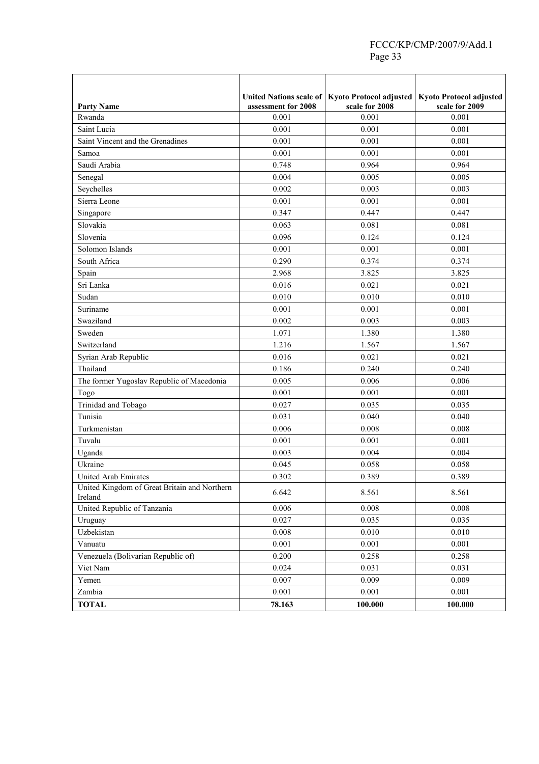| Party Name | United Nations scale of assessment for 2008 | Kyoto Protocol adjusted scale for 2008 | Kyoto Protocol adjusted scale for 2009 |
|---|---|---|---|
| Rwanda | 0.001 | 0.001 | 0.001 |
| Saint Lucia | 0.001 | 0.001 | 0.001 |
| Saint Vincent and the Grenadines | 0.001 | 0.001 | 0.001 |
| Samoa | 0.001 | 0.001 | 0.001 |
| Saudi Arabia | 0.748 | 0.964 | 0.964 |
| Senegal | 0.004 | 0.005 | 0.005 |
| Seychelles | 0.002 | 0.003 | 0.003 |
| Sierra Leone | 0.001 | 0.001 | 0.001 |
| Singapore | 0.347 | 0.447 | 0.447 |
| Slovakia | 0.063 | 0.081 | 0.081 |
| Slovenia | 0.096 | 0.124 | 0.124 |
| Solomon Islands | 0.001 | 0.001 | 0.001 |
| South Africa | 0.290 | 0.374 | 0.374 |
| Spain | 2.968 | 3.825 | 3.825 |
| Sri Lanka | 0.016 | 0.021 | 0.021 |
| Sudan | 0.010 | 0.010 | 0.010 |
| Suriname | 0.001 | 0.001 | 0.001 |
| Swaziland | 0.002 | 0.003 | 0.003 |
| Sweden | 1.071 | 1.380 | 1.380 |
| Switzerland | 1.216 | 1.567 | 1.567 |
| Syrian Arab Republic | 0.016 | 0.021 | 0.021 |
| Thailand | 0.186 | 0.240 | 0.240 |
| The former Yugoslav Republic of Macedonia | 0.005 | 0.006 | 0.006 |
| Togo | 0.001 | 0.001 | 0.001 |
| Trinidad and Tobago | 0.027 | 0.035 | 0.035 |
| Tunisia | 0.031 | 0.040 | 0.040 |
| Turkmenistan | 0.006 | 0.008 | 0.008 |
| Tuvalu | 0.001 | 0.001 | 0.001 |
| Uganda | 0.003 | 0.004 | 0.004 |
| Ukraine | 0.045 | 0.058 | 0.058 |
| United Arab Emirates | 0.302 | 0.389 | 0.389 |
| United Kingdom of Great Britain and Northern Ireland | 6.642 | 8.561 | 8.561 |
| United Republic of Tanzania | 0.006 | 0.008 | 0.008 |
| Uruguay | 0.027 | 0.035 | 0.035 |
| Uzbekistan | 0.008 | 0.010 | 0.010 |
| Vanuatu | 0.001 | 0.001 | 0.001 |
| Venezuela (Bolivarian Republic of) | 0.200 | 0.258 | 0.258 |
| Viet Nam | 0.024 | 0.031 | 0.031 |
| Yemen | 0.007 | 0.009 | 0.009 |
| Zambia | 0.001 | 0.001 | 0.001 |
| **TOTAL** | **78.163** | **100.000** | **100.000** |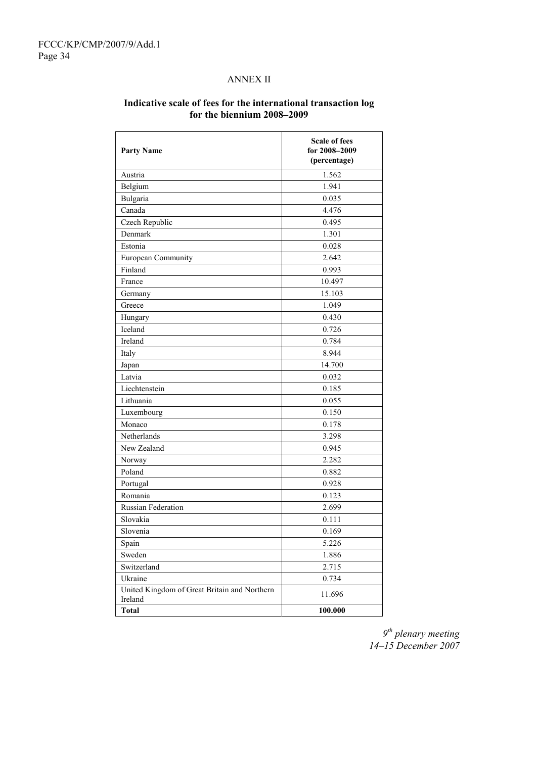## ANNEX II

### Indicative scale of fees for the international transaction log for the biennium 2008–2009

| Party Name | Scale of fees for 2008–2009 (percentage) |
|---|---|
| Austria | 1.562 |
| Belgium | 1.941 |
| Bulgaria | 0.035 |
| Canada | 4.476 |
| Czech Republic | 0.495 |
| Denmark | 1.301 |
| Estonia | 0.028 |
| European Community | 2.642 |
| Finland | 0.993 |
| France | 10.497 |
| Germany | 15.103 |
| Greece | 1.049 |
| Hungary | 0.430 |
| Iceland | 0.726 |
| Ireland | 0.784 |
| Italy | 8.944 |
| Japan | 14.700 |
| Latvia | 0.032 |
| Liechtenstein | 0.185 |
| Lithuania | 0.055 |
| Luxembourg | 0.150 |
| Monaco | 0.178 |
| Netherlands | 3.298 |
| New Zealand | 0.945 |
| Norway | 2.282 |
| Poland | 0.882 |
| Portugal | 0.928 |
| Romania | 0.123 |
| Russian Federation | 2.699 |
| Slovakia | 0.111 |
| Slovenia | 0.169 |
| Spain | 5.226 |
| Sweden | 1.886 |
| Switzerland | 2.715 |
| Ukraine | 0.734 |
| United Kingdom of Great Britain and Northern Ireland | 11.696 |
| **Total** | **100.000** |

*9th plenary meeting*
*14–15 December 2007*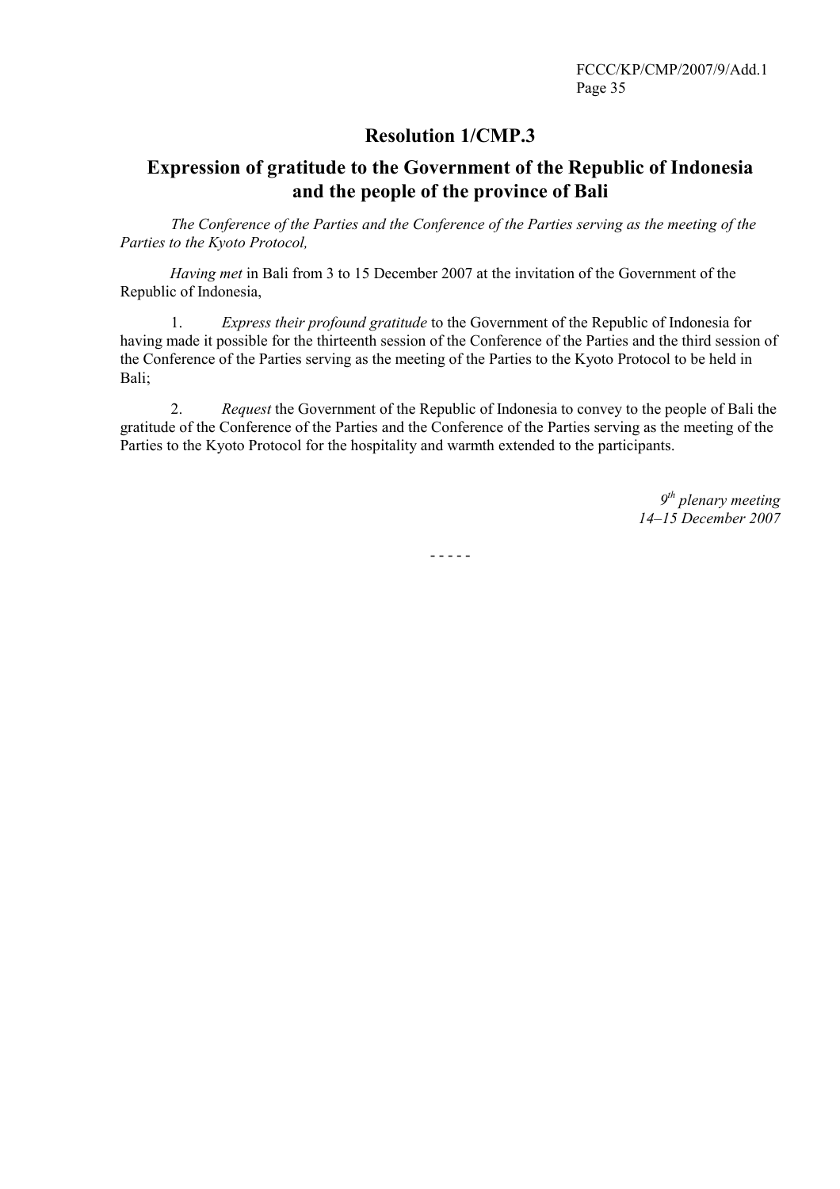# Resolution 1/CMP.3

## Expression of gratitude to the Government of the Republic of Indonesia and the people of the province of Bali

*The Conference of the Parties and the Conference of the Parties serving as the meeting of the Parties to the Kyoto Protocol,*

*Having met* in Bali from 3 to 15 December 2007 at the invitation of the Government of the Republic of Indonesia,

1. *Express their profound gratitude* to the Government of the Republic of Indonesia for having made it possible for the thirteenth session of the Conference of the Parties and the third session of the Conference of the Parties serving as the meeting of the Parties to the Kyoto Protocol to be held in Bali;

2. *Request* the Government of the Republic of Indonesia to convey to the people of Bali the gratitude of the Conference of the Parties and the Conference of the Parties serving as the meeting of the Parties to the Kyoto Protocol for the hospitality and warmth extended to the participants.

*9th plenary meeting*
*14–15 December 2007*

- - - - -